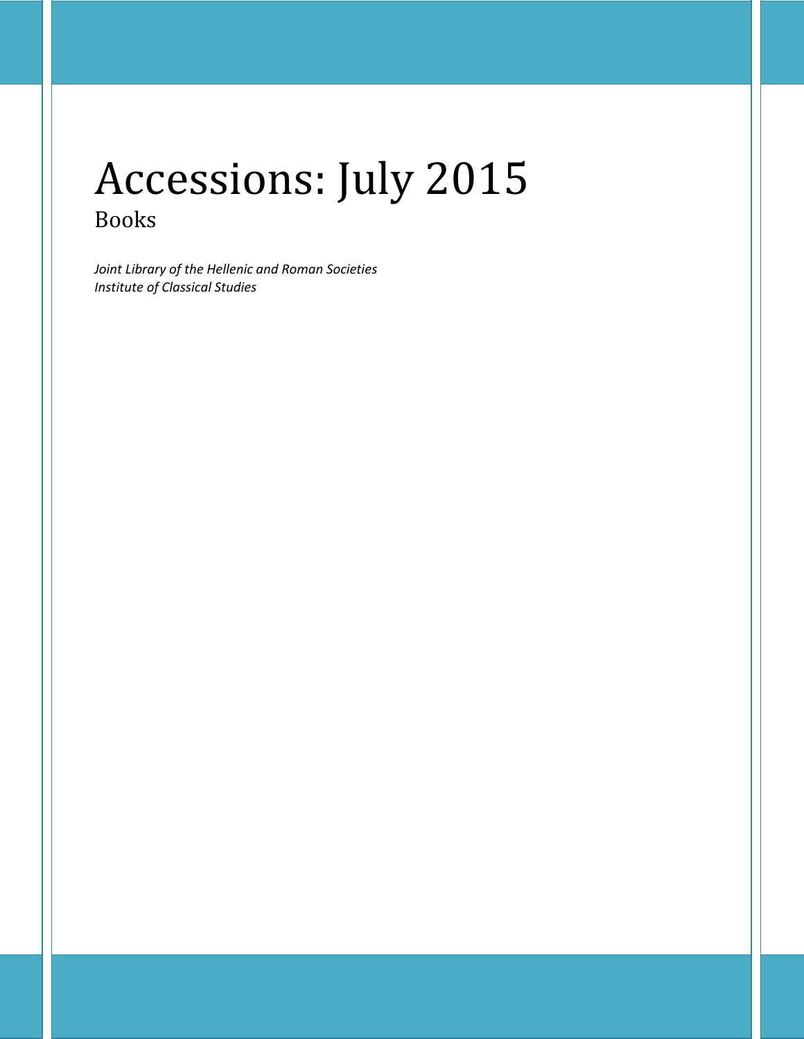# Accessions: July 2015

## Books

*Joint Library of the Hellenic and Roman Societies*
*Institute of Classical Studies*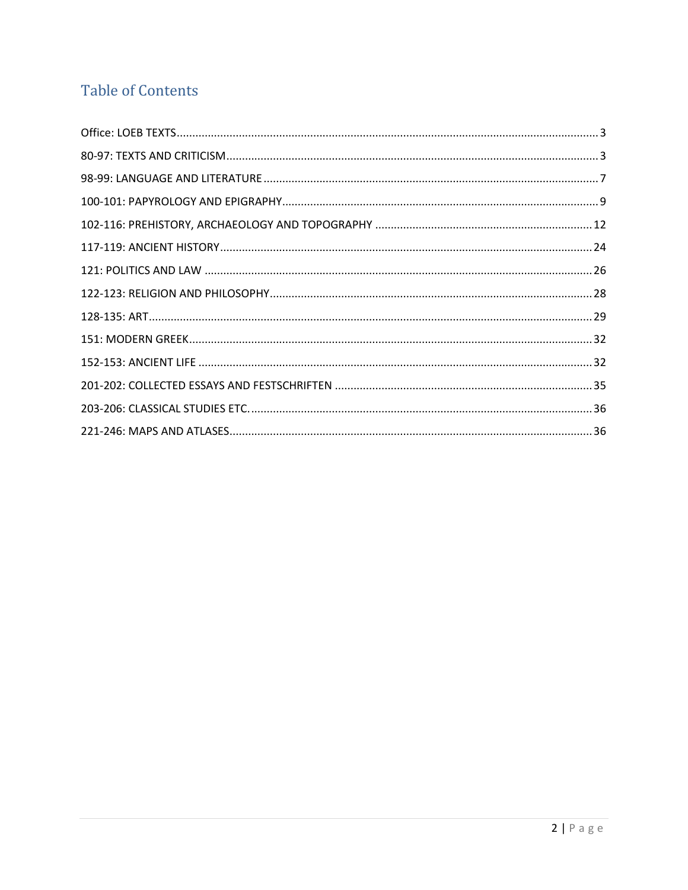## Table of Contents

Office: LOEB TEXTS ..... 3
80-97: TEXTS AND CRITICISM ..... 3
98-99: LANGUAGE AND LITERATURE ..... 7
100-101: PAPYROLOGY AND EPIGRAPHY ..... 9
102-116: PREHISTORY, ARCHAEOLOGY AND TOPOGRAPHY ..... 12
117-119: ANCIENT HISTORY ..... 24
121: POLITICS AND LAW ..... 26
122-123: RELIGION AND PHILOSOPHY ..... 28
128-135: ART ..... 29
151: MODERN GREEK ..... 32
152-153: ANCIENT LIFE ..... 32
201-202: COLLECTED ESSAYS AND FESTSCHRIFTEN ..... 35
203-206: CLASSICAL STUDIES ETC. ..... 36
221-246: MAPS AND ATLASES ..... 36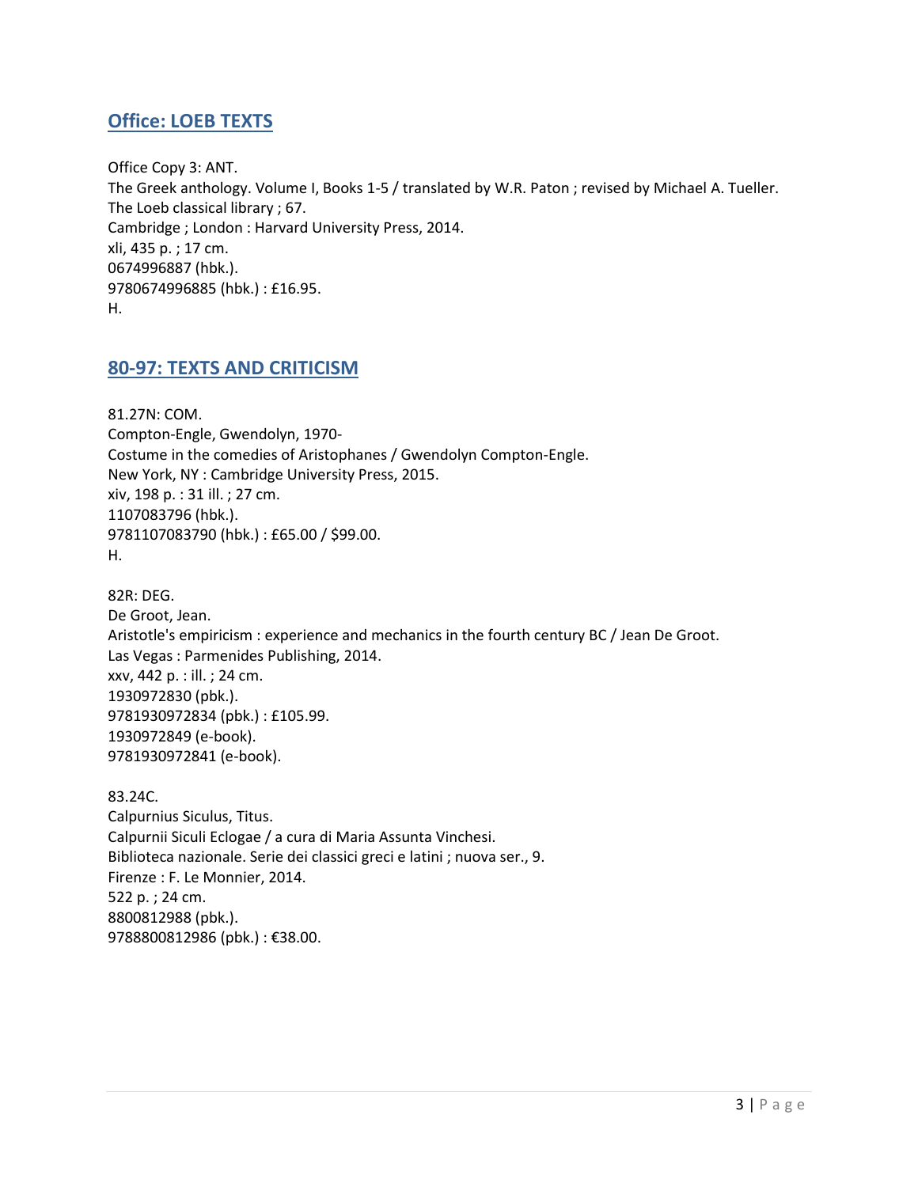## Office: LOEB TEXTS

Office Copy 3: ANT.
The Greek anthology. Volume I, Books 1-5 / translated by W.R. Paton ; revised by Michael A. Tueller.
The Loeb classical library ; 67.
Cambridge ; London : Harvard University Press, 2014.
xli, 435 p. ; 17 cm.
0674996887 (hbk.).
9780674996885 (hbk.) : £16.95.
H.

## 80-97: TEXTS AND CRITICISM

81.27N: COM.
Compton-Engle, Gwendolyn, 1970-
Costume in the comedies of Aristophanes / Gwendolyn Compton-Engle.
New York, NY : Cambridge University Press, 2015.
xiv, 198 p. : 31 ill. ; 27 cm.
1107083796 (hbk.).
9781107083790 (hbk.) : £65.00 / $99.00.
H.

82R: DEG.
De Groot, Jean.
Aristotle's empiricism : experience and mechanics in the fourth century BC / Jean De Groot.
Las Vegas : Parmenides Publishing, 2014.
xxv, 442 p. : ill. ; 24 cm.
1930972830 (pbk.).
9781930972834 (pbk.) : £105.99.
1930972849 (e-book).
9781930972841 (e-book).

83.24C.
Calpurnius Siculus, Titus.
Calpurnii Siculi Eclogae / a cura di Maria Assunta Vinchesi.
Biblioteca nazionale. Serie dei classici greci e latini ; nuova ser., 9.
Firenze : F. Le Monnier, 2014.
522 p. ; 24 cm.
8800812988 (pbk.).
9788800812986 (pbk.) : €38.00.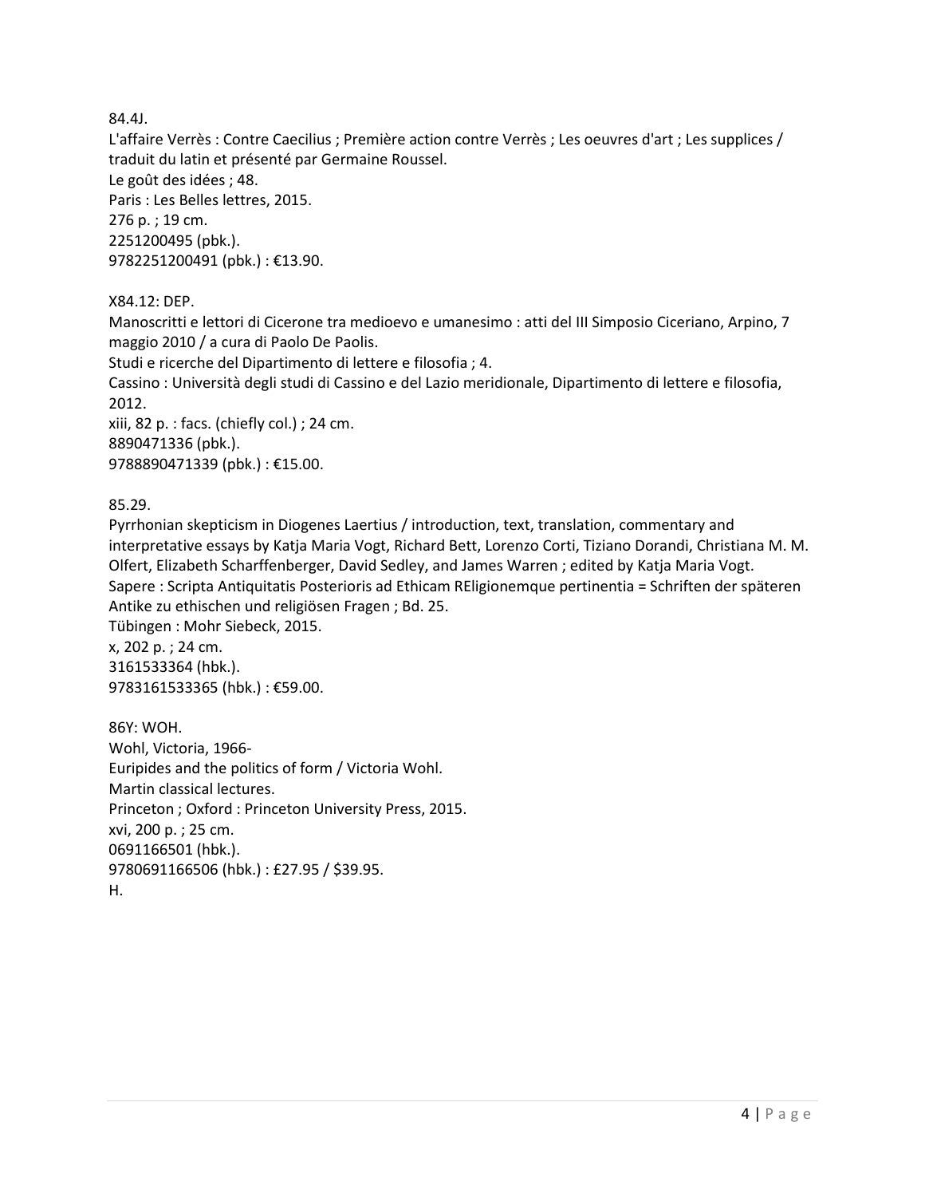84.4J.
L'affaire Verrès : Contre Caecilius ; Première action contre Verrès ; Les oeuvres d'art ; Les supplices / traduit du latin et présenté par Germaine Roussel.
Le goût des idées ; 48.
Paris : Les Belles lettres, 2015.
276 p. ; 19 cm.
2251200495 (pbk.).
9782251200491 (pbk.) : €13.90.

X84.12: DEP.
Manoscritti e lettori di Cicerone tra medioevo e umanesimo : atti del III Simposio Ciceriano, Arpino, 7 maggio 2010 / a cura di Paolo De Paolis.
Studi e ricerche del Dipartimento di lettere e filosofia ; 4.
Cassino : Università degli studi di Cassino e del Lazio meridionale, Dipartimento di lettere e filosofia, 2012.
xiii, 82 p. : facs. (chiefly col.) ; 24 cm.
8890471336 (pbk.).
9788890471339 (pbk.) : €15.00.

85.29.
Pyrrhonian skepticism in Diogenes Laertius / introduction, text, translation, commentary and interpretative essays by Katja Maria Vogt, Richard Bett, Lorenzo Corti, Tiziano Dorandi, Christiana M. M. Olfert, Elizabeth Scharffenberger, David Sedley, and James Warren ; edited by Katja Maria Vogt.
Sapere : Scripta Antiquitatis Posterioris ad Ethicam REligionemque pertinentia = Schriften der späteren Antike zu ethischen und religiösen Fragen ; Bd. 25.
Tübingen : Mohr Siebeck, 2015.
x, 202 p. ; 24 cm.
3161533364 (hbk.).
9783161533365 (hbk.) : €59.00.

86Y: WOH.
Wohl, Victoria, 1966-
Euripides and the politics of form / Victoria Wohl.
Martin classical lectures.
Princeton ; Oxford : Princeton University Press, 2015.
xvi, 200 p. ; 25 cm.
0691166501 (hbk.).
9780691166506 (hbk.) : £27.95 / $39.95.
H.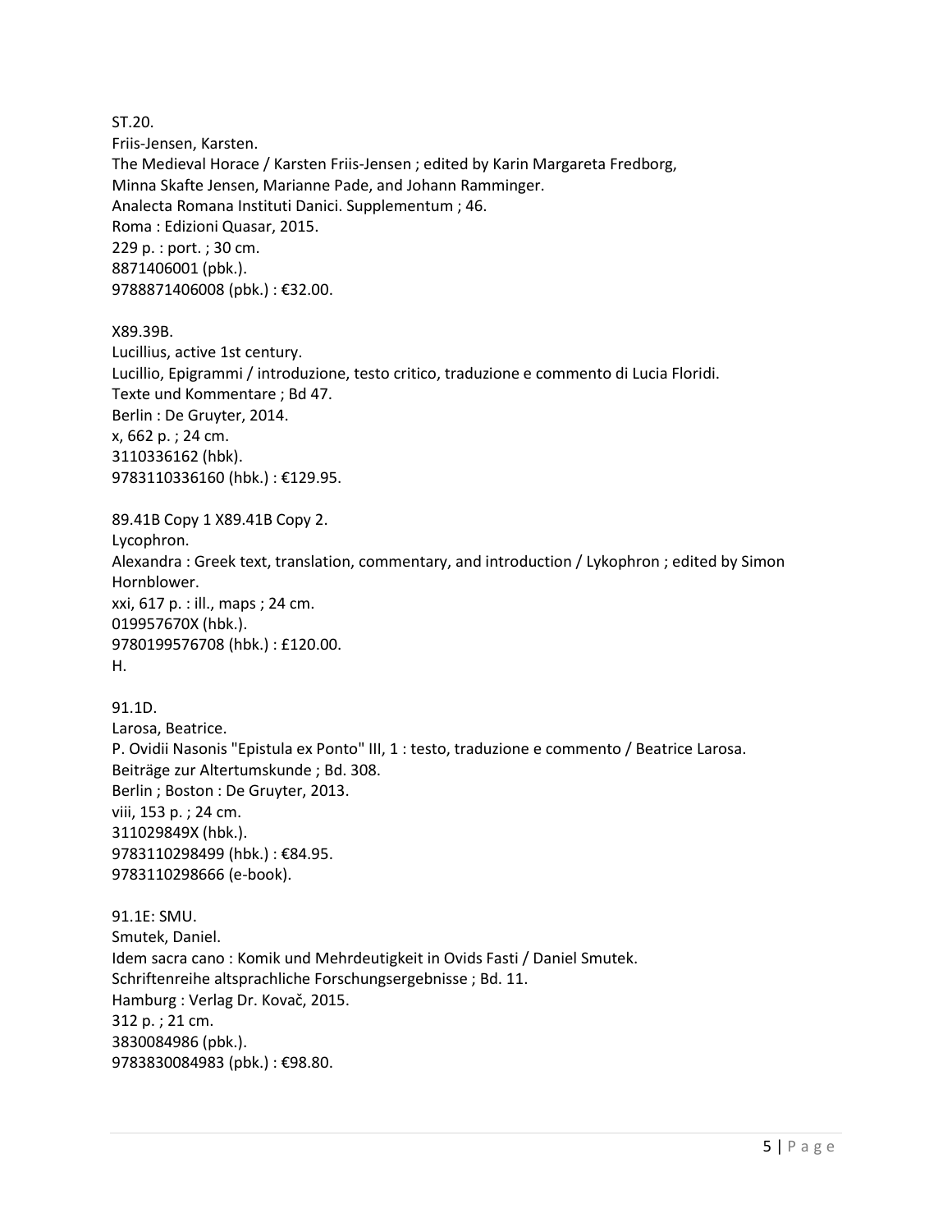ST.20.
Friis-Jensen, Karsten.
The Medieval Horace / Karsten Friis-Jensen ; edited by Karin Margareta Fredborg, Minna Skafte Jensen, Marianne Pade, and Johann Ramminger.
Analecta Romana Instituti Danici. Supplementum ; 46.
Roma : Edizioni Quasar, 2015.
229 p. : port. ; 30 cm.
8871406001 (pbk.).
9788871406008 (pbk.) : €32.00.

X89.39B.
Lucillius, active 1st century.
Lucillio, Epigrammi / introduzione, testo critico, traduzione e commento di Lucia Floridi.
Texte und Kommentare ; Bd 47.
Berlin : De Gruyter, 2014.
x, 662 p. ; 24 cm.
3110336162 (hbk).
9783110336160 (hbk.) : €129.95.

89.41B Copy 1 X89.41B Copy 2.
Lycophron.
Alexandra : Greek text, translation, commentary, and introduction / Lykophron ; edited by Simon Hornblower.
xxi, 617 p. : ill., maps ; 24 cm.
019957670X (hbk.).
9780199576708 (hbk.) : £120.00.
H.

91.1D.
Larosa, Beatrice.
P. Ovidii Nasonis "Epistula ex Ponto" III, 1 : testo, traduzione e commento / Beatrice Larosa.
Beiträge zur Altertumskunde ; Bd. 308.
Berlin ; Boston : De Gruyter, 2013.
viii, 153 p. ; 24 cm.
311029849X (hbk.).
9783110298499 (hbk.) : €84.95.
9783110298666 (e-book).

91.1E: SMU.
Smutek, Daniel.
Idem sacra cano : Komik und Mehrdeutigkeit in Ovids Fasti / Daniel Smutek.
Schriftenreihe altsprachliche Forschungsergebnisse ; Bd. 11.
Hamburg : Verlag Dr. Kovač, 2015.
312 p. ; 21 cm.
3830084986 (pbk.).
9783830084983 (pbk.) : €98.80.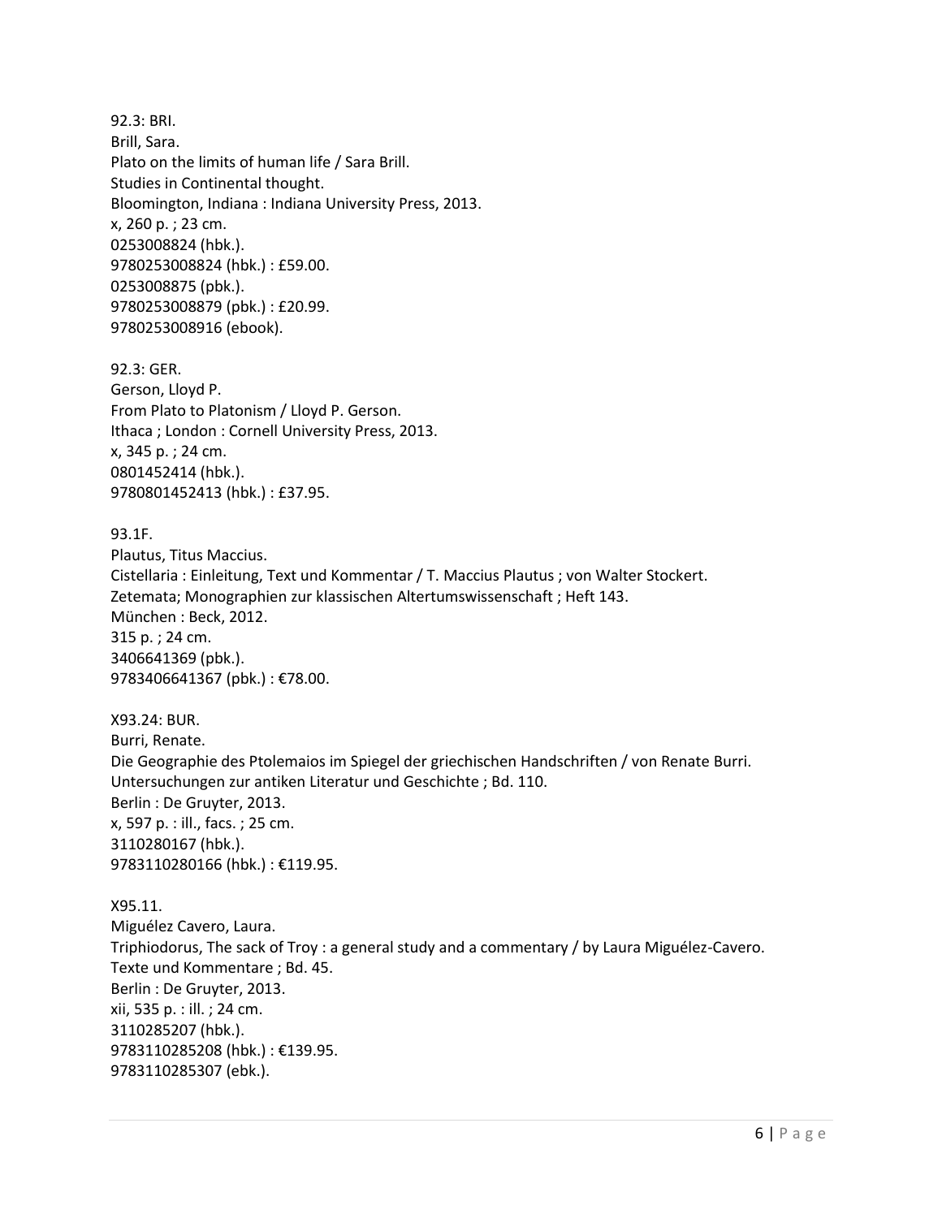92.3: BRI.
Brill, Sara.
Plato on the limits of human life / Sara Brill.
Studies in Continental thought.
Bloomington, Indiana : Indiana University Press, 2013.
x, 260 p. ; 23 cm.
0253008824 (hbk.).
9780253008824 (hbk.) : £59.00.
0253008875 (pbk.).
9780253008879 (pbk.) : £20.99.
9780253008916 (ebook).

92.3: GER.
Gerson, Lloyd P.
From Plato to Platonism / Lloyd P. Gerson.
Ithaca ; London : Cornell University Press, 2013.
x, 345 p. ; 24 cm.
0801452414 (hbk.).
9780801452413 (hbk.) : £37.95.

93.1F.
Plautus, Titus Maccius.
Cistellaria : Einleitung, Text und Kommentar / T. Maccius Plautus ; von Walter Stockert.
Zetemata; Monographien zur klassischen Altertumswissenschaft ; Heft 143.
München : Beck, 2012.
315 p. ; 24 cm.
3406641369 (pbk.).
9783406641367 (pbk.) : €78.00.

X93.24: BUR.
Burri, Renate.
Die Geographie des Ptolemaios im Spiegel der griechischen Handschriften / von Renate Burri.
Untersuchungen zur antiken Literatur und Geschichte ; Bd. 110.
Berlin : De Gruyter, 2013.
x, 597 p. : ill., facs. ; 25 cm.
3110280167 (hbk.).
9783110280166 (hbk.) : €119.95.

X95.11.
Miguélez Cavero, Laura.
Triphiodorus, The sack of Troy : a general study and a commentary / by Laura Miguélez-Cavero.
Texte und Kommentare ; Bd. 45.
Berlin : De Gruyter, 2013.
xii, 535 p. : ill. ; 24 cm.
3110285207 (hbk.).
9783110285208 (hbk.) : €139.95.
9783110285307 (ebk.).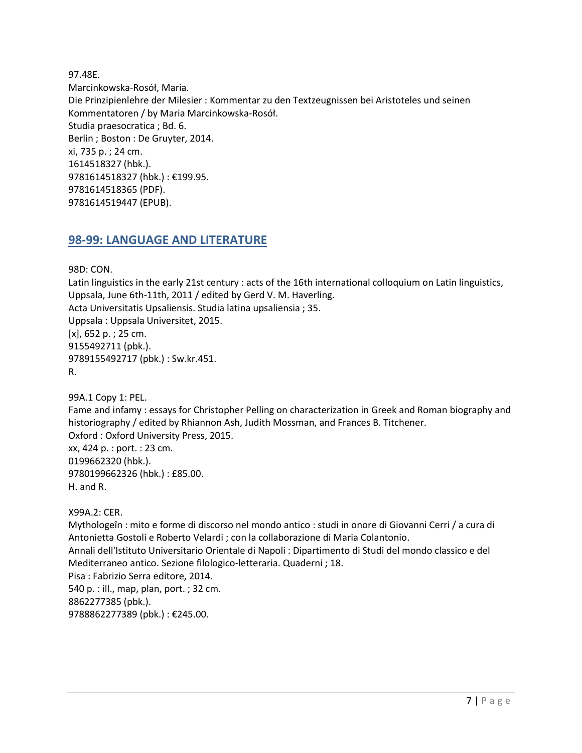97.48E.
Marcinkowska-Rosół, Maria.
Die Prinzipienlehre der Milesier : Kommentar zu den Textzeugnissen bei Aristoteles und seinen Kommentatoren / by Maria Marcinkowska-Rosół.
Studia praesocratica ; Bd. 6.
Berlin ; Boston : De Gruyter, 2014.
xi, 735 p. ; 24 cm.
1614518327 (hbk.).
9781614518327 (hbk.) : €199.95.
9781614518365 (PDF).
9781614519447 (EPUB).

## 98-99: LANGUAGE AND LITERATURE

98D: CON.
Latin linguistics in the early 21st century : acts of the 16th international colloquium on Latin linguistics, Uppsala, June 6th-11th, 2011 / edited by Gerd V. M. Haverling.
Acta Universitatis Upsaliensis. Studia latina upsaliensia ; 35.
Uppsala : Uppsala Universitet, 2015.
[x], 652 p. ; 25 cm.
9155492711 (pbk.).
9789155492717 (pbk.) : Sw.kr.451.
R.

99A.1 Copy 1: PEL.
Fame and infamy : essays for Christopher Pelling on characterization in Greek and Roman biography and historiography / edited by Rhiannon Ash, Judith Mossman, and Frances B. Titchener.
Oxford : Oxford University Press, 2015.
xx, 424 p. : port. : 23 cm.
0199662320 (hbk.).
9780199662326 (hbk.) : £85.00.
H. and R.

X99A.2: CER.
Mythologeîn : mito e forme di discorso nel mondo antico : studi in onore di Giovanni Cerri / a cura di Antonietta Gostoli e Roberto Velardi ; con la collaborazione di Maria Colantonio.
Annali dell'Istituto Universitario Orientale di Napoli : Dipartimento di Studi del mondo classico e del Mediterraneo antico. Sezione filologico-letteraria. Quaderni ; 18.
Pisa : Fabrizio Serra editore, 2014.
540 p. : ill., map, plan, port. ; 32 cm.
8862277385 (pbk.).
9788862277389 (pbk.) : €245.00.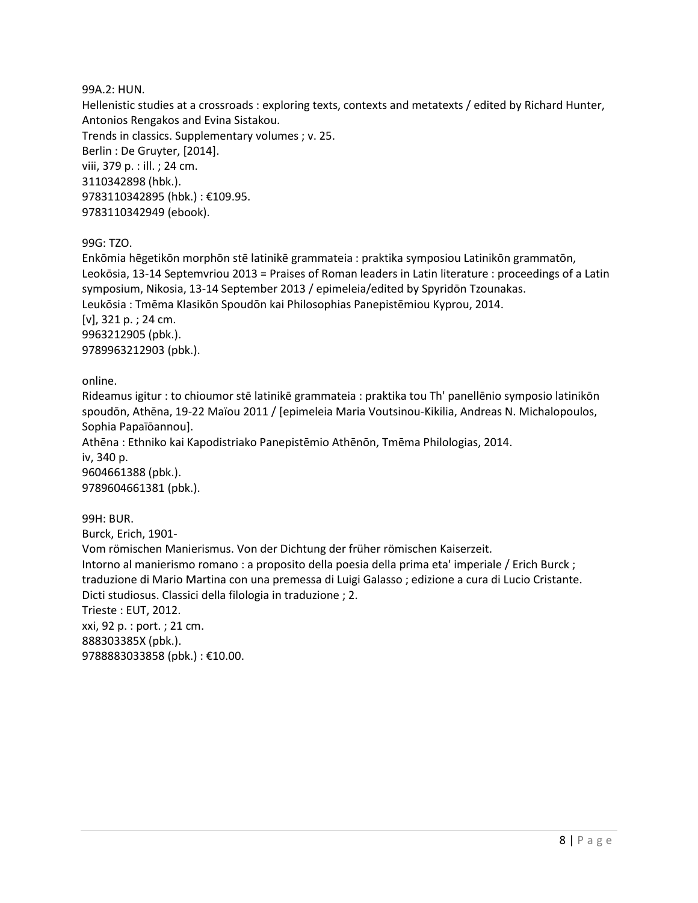99A.2: HUN.
Hellenistic studies at a crossroads : exploring texts, contexts and metatexts / edited by Richard Hunter, Antonios Rengakos and Evina Sistakou.
Trends in classics. Supplementary volumes ; v. 25.
Berlin : De Gruyter, [2014].
viii, 379 p. : ill. ; 24 cm.
3110342898 (hbk.).
9783110342895 (hbk.) : €109.95.
9783110342949 (ebook).

99G: TZO.
Enkōmia hēgetikōn morphōn stē latinikē grammateia : praktika symposiou Latinikōn grammatōn, Leokōsia, 13-14 Septemvriou 2013 = Praises of Roman leaders in Latin literature : proceedings of a Latin symposium, Nikosia, 13-14 September 2013 / epimeleia/edited by Spyridōn Tzounakas.
Leukōsia : Tmēma Klasikōn Spoudōn kai Philosophias Panepistēmiou Kyprou, 2014.
[v], 321 p. ; 24 cm.
9963212905 (pbk.).
9789963212903 (pbk.).

online.
Rideamus igitur : to chioumor stē latinikē grammateia : praktika tou Th' panellēnio symposio latinikōn spoudōn, Athēna, 19-22 Maïou 2011 / [epimeleia Maria Voutsinou-Kikilia, Andreas N. Michalopoulos, Sophia Papaïōannou].
Athēna : Ethniko kai Kapodistriako Panepistēmio Athēnōn, Tmēma Philologias, 2014.
iv, 340 p.
9604661388 (pbk.).
9789604661381 (pbk.).

99H: BUR.
Burck, Erich, 1901-
Vom römischen Manierismus. Von der Dichtung der früher römischen Kaiserzeit.
Intorno al manierismo romano : a proposito della poesia della prima eta' imperiale / Erich Burck ; traduzione di Mario Martina con una premessa di Luigi Galasso ; edizione a cura di Lucio Cristante.
Dicti studiosus. Classici della filologia in traduzione ; 2.
Trieste : EUT, 2012.
xxi, 92 p. : port. ; 21 cm.
888303385X (pbk.).
9788883033858 (pbk.) : €10.00.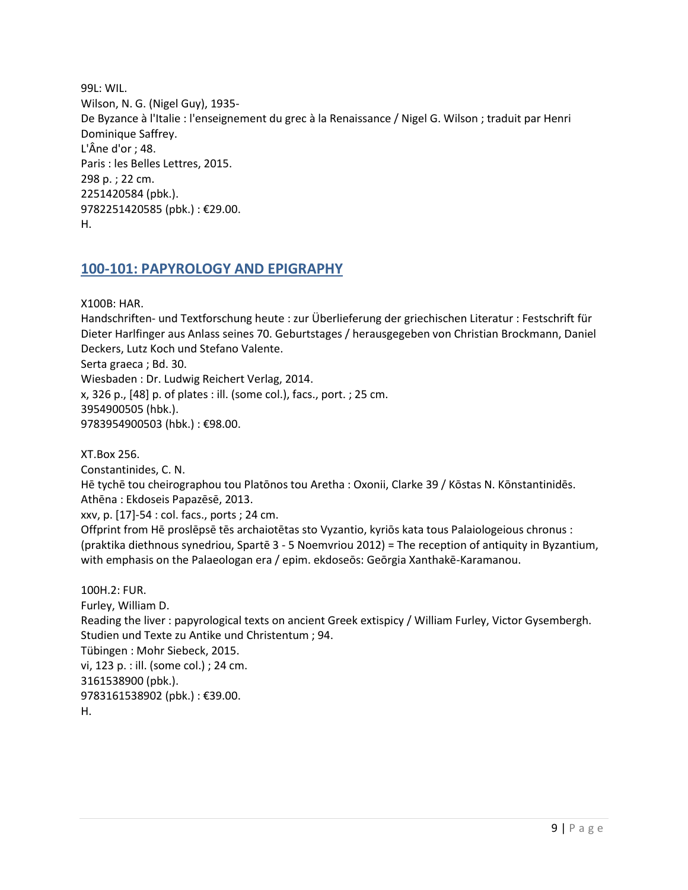99L: WIL.
Wilson, N. G. (Nigel Guy), 1935-
De Byzance à l'Italie : l'enseignement du grec à la Renaissance / Nigel G. Wilson ; traduit par Henri Dominique Saffrey.
L'Âne d'or ; 48.
Paris : les Belles Lettres, 2015.
298 p. ; 22 cm.
2251420584 (pbk.).
9782251420585 (pbk.) : €29.00.
H.

## 100-101: PAPYROLOGY AND EPIGRAPHY

X100B: HAR.
Handschriften- und Textforschung heute : zur Überlieferung der griechischen Literatur : Festschrift für Dieter Harlfinger aus Anlass seines 70. Geburtstages / herausgegeben von Christian Brockmann, Daniel Deckers, Lutz Koch und Stefano Valente.
Serta graeca ; Bd. 30.
Wiesbaden : Dr. Ludwig Reichert Verlag, 2014.
x, 326 p., [48] p. of plates : ill. (some col.), facs., port. ; 25 cm.
3954900505 (hbk.).
9783954900503 (hbk.) : €98.00.

XT.Box 256.
Constantinides, C. N.
Hē tychē tou cheirographou tou Platōnos tou Aretha : Oxonii, Clarke 39 / Kōstas N. Kōnstantinidēs.
Athēna : Ekdoseis Papazēsē, 2013.
xxv, p. [17]-54 : col. facs., ports ; 24 cm.
Offprint from Hē proslēpsē tēs archaiotētas sto Vyzantio, kyriōs kata tous Palaiologeious chronus : (praktika diethnous synedriou, Spartē 3 - 5 Noemvriou 2012) = The reception of antiquity in Byzantium, with emphasis on the Palaeologan era / epim. ekdoseōs: Geōrgia Xanthakē-Karamanou.

100H.2: FUR.
Furley, William D.
Reading the liver : papyrological texts on ancient Greek extispicy / William Furley, Victor Gysembergh.
Studien und Texte zu Antike und Christentum ; 94.
Tübingen : Mohr Siebeck, 2015.
vi, 123 p. : ill. (some col.) ; 24 cm.
3161538900 (pbk.).
9783161538902 (pbk.) : €39.00.
H.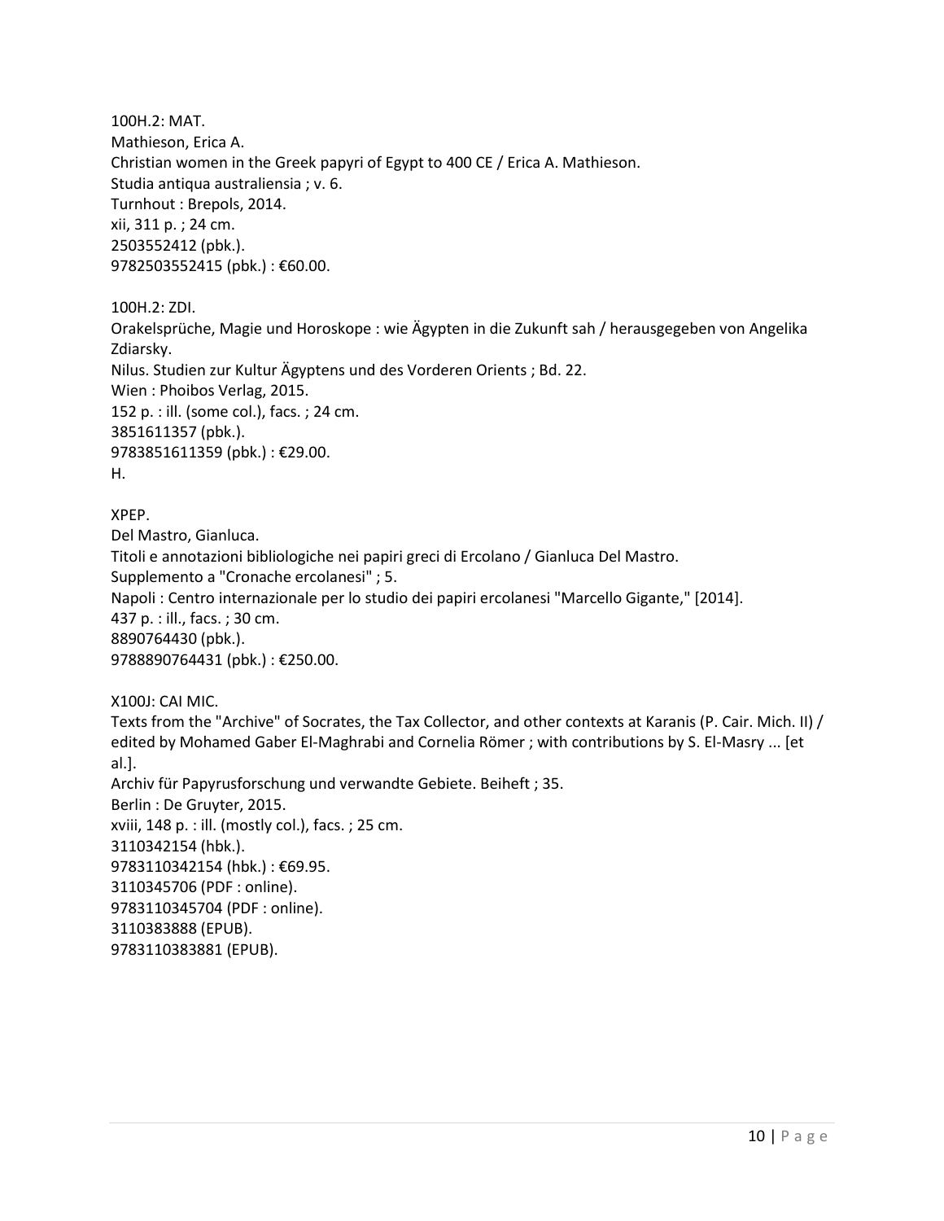100H.2: MAT.
Mathieson, Erica A.
Christian women in the Greek papyri of Egypt to 400 CE / Erica A. Mathieson.
Studia antiqua australiensia ; v. 6.
Turnhout : Brepols, 2014.
xii, 311 p. ; 24 cm.
2503552412 (pbk.).
9782503552415 (pbk.) : €60.00.

100H.2: ZDI.
Orakelsprüche, Magie und Horoskope : wie Ägypten in die Zukunft sah / herausgegeben von Angelika Zdiarsky.
Nilus. Studien zur Kultur Ägyptens und des Vorderen Orients ; Bd. 22.
Wien : Phoibos Verlag, 2015.
152 p. : ill. (some col.), facs. ; 24 cm.
3851611357 (pbk.).
9783851611359 (pbk.) : €29.00.
H.

XPEP.
Del Mastro, Gianluca.
Titoli e annotazioni bibliologiche nei papiri greci di Ercolano / Gianluca Del Mastro.
Supplemento a "Cronache ercolanesi" ; 5.
Napoli : Centro internazionale per lo studio dei papiri ercolanesi "Marcello Gigante," [2014].
437 p. : ill., facs. ; 30 cm.
8890764430 (pbk.).
9788890764431 (pbk.) : €250.00.

X100J: CAI MIC.
Texts from the "Archive" of Socrates, the Tax Collector, and other contexts at Karanis (P. Cair. Mich. II) / edited by Mohamed Gaber El-Maghrabi and Cornelia Römer ; with contributions by S. El-Masry ... [et al.].
Archiv für Papyrusforschung und verwandte Gebiete. Beiheft ; 35.
Berlin : De Gruyter, 2015.
xviii, 148 p. : ill. (mostly col.), facs. ; 25 cm.
3110342154 (hbk.).
9783110342154 (hbk.) : €69.95.
3110345706 (PDF : online).
9783110345704 (PDF : online).
3110383888 (EPUB).
9783110383881 (EPUB).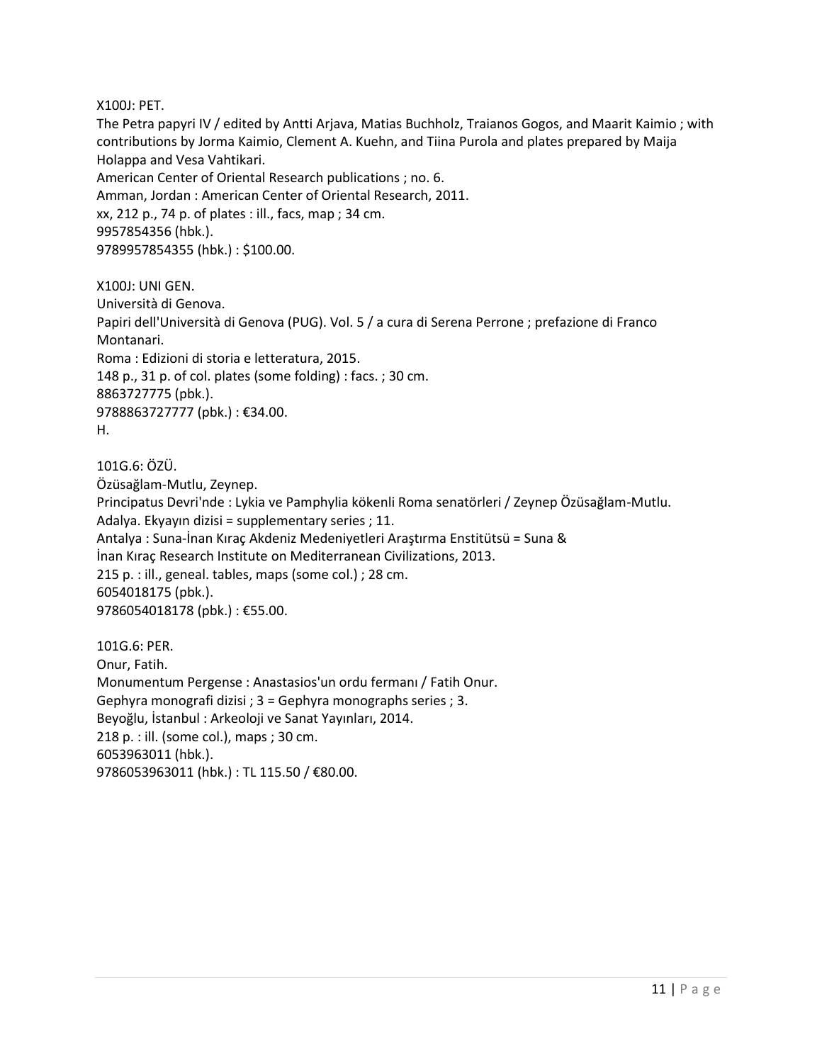X100J: PET.  
The Petra papyri IV / edited by Antti Arjava, Matias Buchholz, Traianos Gogos, and Maarit Kaimio ; with contributions by Jorma Kaimio, Clement A. Kuehn, and Tiina Purola and plates prepared by Maija Holappa and Vesa Vahtikari.  
American Center of Oriental Research publications ; no. 6.  
Amman, Jordan : American Center of Oriental Research, 2011.  
xx, 212 p., 74 p. of plates : ill., facs, map ; 34 cm.  
9957854356 (hbk.).  
9789957854355 (hbk.) : $100.00.

X100J: UNI GEN.  
Università di Genova.  
Papiri dell'Università di Genova (PUG). Vol. 5 / a cura di Serena Perrone ; prefazione di Franco Montanari.  
Roma : Edizioni di storia e letteratura, 2015.  
148 p., 31 p. of col. plates (some folding) : facs. ; 30 cm.  
8863727775 (pbk.).  
9788863727777 (pbk.) : €34.00.  
H.

101G.6: ÖZÜ.  
Özüsağlam-Mutlu, Zeynep.  
Principatus Devri'nde : Lykia ve Pamphylia kökenli Roma senatörleri / Zeynep Özüsağlam-Mutlu.  
Adalya. Ekyayın dizisi = supplementary series ; 11.  
Antalya : Suna-İnan Kıraç Akdeniz Medeniyetleri Araştırma Enstitütsü = Suna & İnan Kıraç Research Institute on Mediterranean Civilizations, 2013.  
215 p. : ill., geneal. tables, maps (some col.) ; 28 cm.  
6054018175 (pbk.).  
9786054018178 (pbk.) : €55.00.

101G.6: PER.  
Onur, Fatih.  
Monumentum Pergense : Anastasios'un ordu fermanı / Fatih Onur.  
Gephyra monografi dizisi ; 3 = Gephyra monographs series ; 3.  
Beyoğlu, İstanbul : Arkeoloji ve Sanat Yayınları, 2014.  
218 p. : ill. (some col.), maps ; 30 cm.  
6053963011 (hbk.).  
9786053963011 (hbk.) : TL 115.50 / €80.00.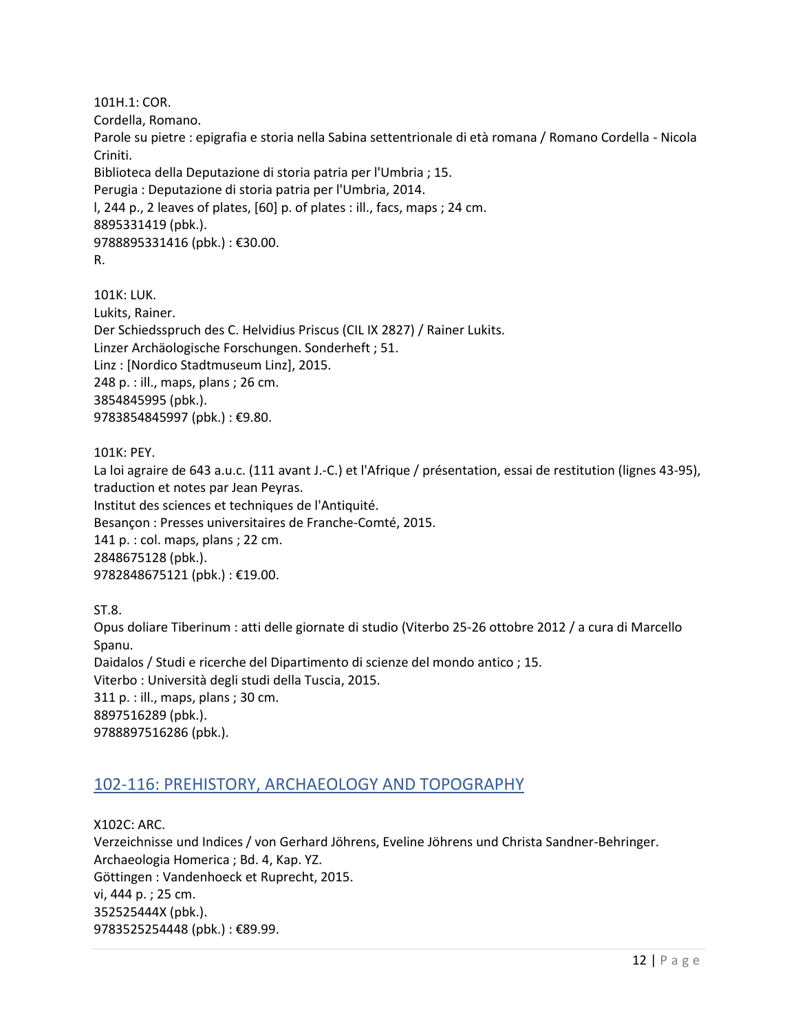101H.1: COR.
Cordella, Romano.
Parole su pietre : epigrafia e storia nella Sabina settentrionale di età romana / Romano Cordella - Nicola Criniti.
Biblioteca della Deputazione di storia patria per l'Umbria ; 15.
Perugia : Deputazione di storia patria per l'Umbria, 2014.
l, 244 p., 2 leaves of plates, [60] p. of plates : ill., facs, maps ; 24 cm.
8895331419 (pbk.).
9788895331416 (pbk.) : €30.00.
R.

101K: LUK.
Lukits, Rainer.
Der Schiedsspruch des C. Helvidius Priscus (CIL IX 2827) / Rainer Lukits.
Linzer Archäologische Forschungen. Sonderheft ; 51.
Linz : [Nordico Stadtmuseum Linz], 2015.
248 p. : ill., maps, plans ; 26 cm.
3854845995 (pbk.).
9783854845997 (pbk.) : €9.80.

101K: PEY.
La loi agraire de 643 a.u.c. (111 avant J.-C.) et l'Afrique / présentation, essai de restitution (lignes 43-95), traduction et notes par Jean Peyras.
Institut des sciences et techniques de l'Antiquité.
Besançon : Presses universitaires de Franche-Comté, 2015.
141 p. : col. maps, plans ; 22 cm.
2848675128 (pbk.).
9782848675121 (pbk.) : €19.00.

ST.8.
Opus doliare Tiberinum : atti delle giornate di studio (Viterbo 25-26 ottobre 2012 / a cura di Marcello Spanu.
Daidalos / Studi e ricerche del Dipartimento di scienze del mondo antico ; 15.
Viterbo : Università degli studi della Tuscia, 2015.
311 p. : ill., maps, plans ; 30 cm.
8897516289 (pbk.).
9788897516286 (pbk.).

## 102-116: PREHISTORY, ARCHAEOLOGY AND TOPOGRAPHY

X102C: ARC.
Verzeichnisse und Indices / von Gerhard Jöhrens, Eveline Jöhrens und Christa Sandner-Behringer.
Archaeologia Homerica ; Bd. 4, Kap. YZ.
Göttingen : Vandenhoeck et Ruprecht, 2015.
vi, 444 p. ; 25 cm.
352525444X (pbk.).
9783525254448 (pbk.) : €89.99.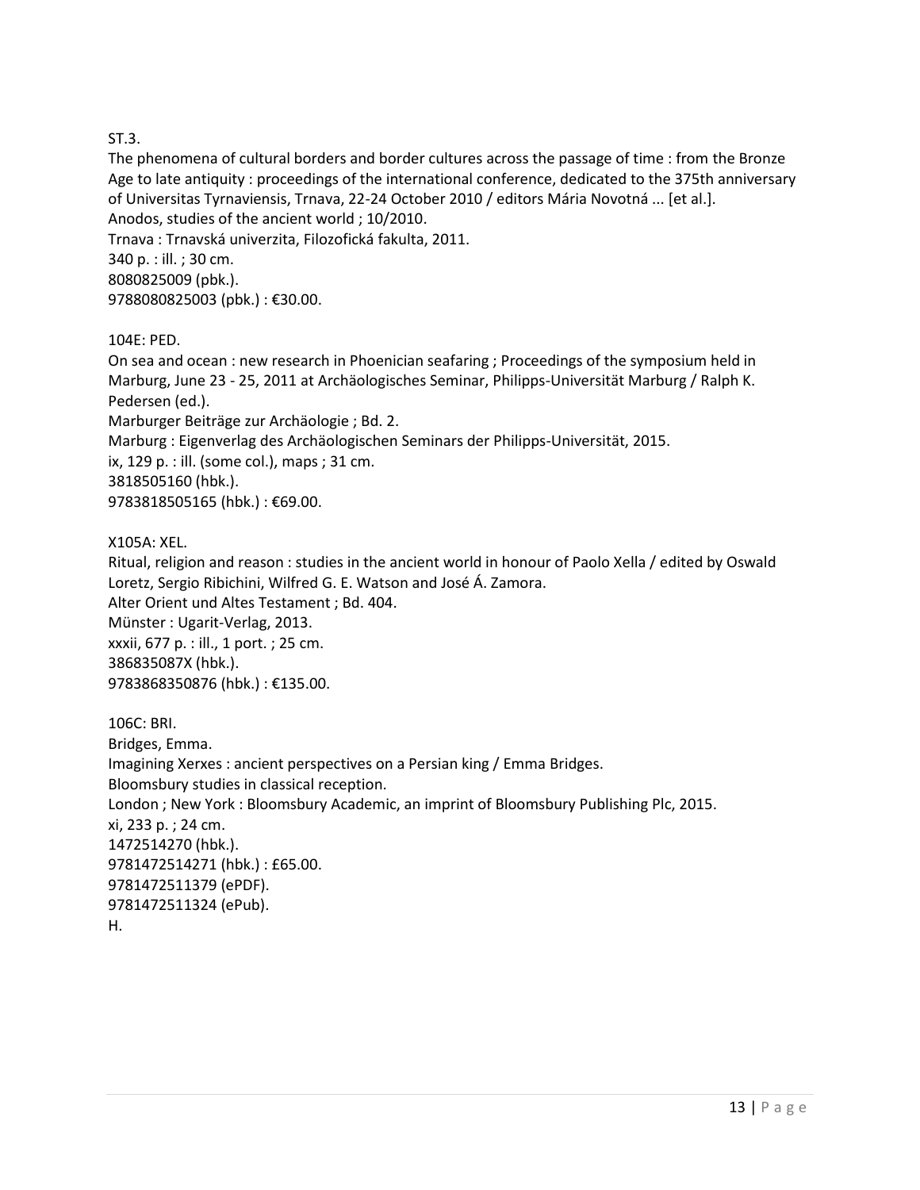ST.3.
The phenomena of cultural borders and border cultures across the passage of time : from the Bronze Age to late antiquity : proceedings of the international conference, dedicated to the 375th anniversary of Universitas Tyrnaviensis, Trnava, 22-24 October 2010 / editors Mária Novotná ... [et al.].
Anodos, studies of the ancient world ; 10/2010.
Trnava : Trnavská univerzita, Filozofická fakulta, 2011.
340 p. : ill. ; 30 cm.
8080825009 (pbk.).
9788080825003 (pbk.) : €30.00.

104E: PED.
On sea and ocean : new research in Phoenician seafaring ; Proceedings of the symposium held in Marburg, June 23 - 25, 2011 at Archäologisches Seminar, Philipps-Universität Marburg / Ralph K. Pedersen (ed.).
Marburger Beiträge zur Archäologie ; Bd. 2.
Marburg : Eigenverlag des Archäologischen Seminars der Philipps-Universität, 2015.
ix, 129 p. : ill. (some col.), maps ; 31 cm.
3818505160 (hbk.).
9783818505165 (hbk.) : €69.00.

X105A: XEL.
Ritual, religion and reason : studies in the ancient world in honour of Paolo Xella / edited by Oswald Loretz, Sergio Ribichini, Wilfred G. E. Watson and José Á. Zamora.
Alter Orient und Altes Testament ; Bd. 404.
Münster : Ugarit-Verlag, 2013.
xxxii, 677 p. : ill., 1 port. ; 25 cm.
386835087X (hbk.).
9783868350876 (hbk.) : €135.00.

106C: BRI.
Bridges, Emma.
Imagining Xerxes : ancient perspectives on a Persian king / Emma Bridges.
Bloomsbury studies in classical reception.
London ; New York : Bloomsbury Academic, an imprint of Bloomsbury Publishing Plc, 2015.
xi, 233 p. ; 24 cm.
1472514270 (hbk.).
9781472514271 (hbk.) : £65.00.
9781472511379 (ePDF).
9781472511324 (ePub).
H.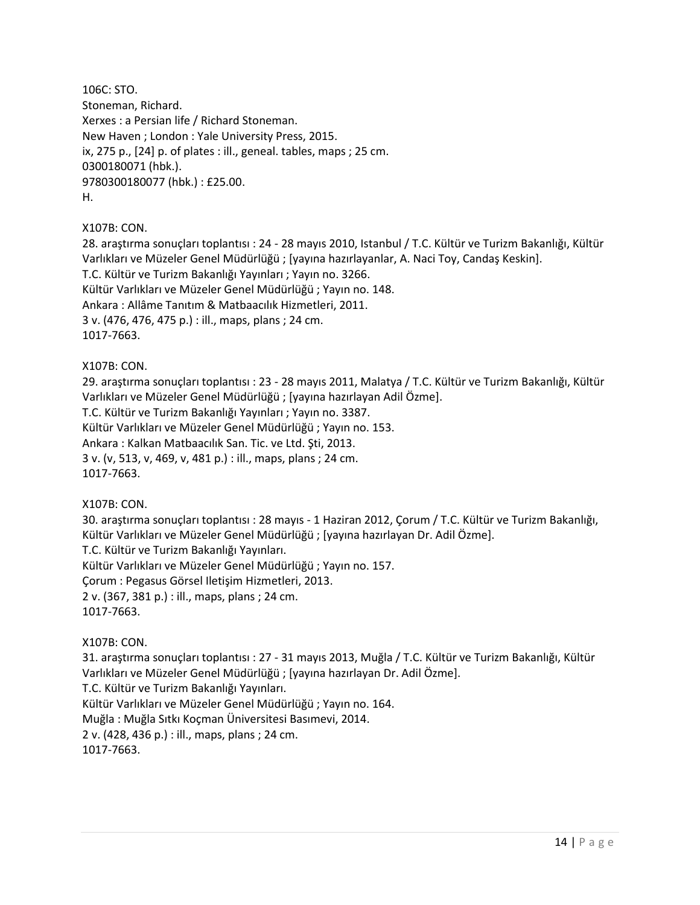106C: STO.
Stoneman, Richard.
Xerxes : a Persian life / Richard Stoneman.
New Haven ; London : Yale University Press, 2015.
ix, 275 p., [24] p. of plates : ill., geneal. tables, maps ; 25 cm.
0300180071 (hbk.).
9780300180077 (hbk.) : £25.00.
H.

X107B: CON.
28. araştırma sonuçları toplantısı : 24 - 28 mayıs 2010, Istanbul / T.C. Kültür ve Turizm Bakanlığı, Kültür Varlıkları ve Müzeler Genel Müdürlüğü ; [yayına hazırlayanlar, A. Naci Toy, Candaş Keskin].
T.C. Kültür ve Turizm Bakanlığı Yayınları ; Yayın no. 3266.
Kültür Varlıkları ve Müzeler Genel Müdürlüğü ; Yayın no. 148.
Ankara : Allâme Tanıtım & Matbaacılık Hizmetleri, 2011.
3 v. (476, 476, 475 p.) : ill., maps, plans ; 24 cm.
1017-7663.

X107B: CON.
29. araştırma sonuçları toplantısı : 23 - 28 mayıs 2011, Malatya / T.C. Kültür ve Turizm Bakanlığı, Kültür Varlıkları ve Müzeler Genel Müdürlüğü ; [yayına hazırlayan Adil Özme].
T.C. Kültür ve Turizm Bakanlığı Yayınları ; Yayın no. 3387.
Kültür Varlıkları ve Müzeler Genel Müdürlüğü ; Yayın no. 153.
Ankara : Kalkan Matbaacılık San. Tic. ve Ltd. Şti, 2013.
3 v. (v, 513, v, 469, v, 481 p.) : ill., maps, plans ; 24 cm.
1017-7663.

X107B: CON.
30. araştırma sonuçları toplantısı : 28 mayıs - 1 Haziran 2012, Çorum / T.C. Kültür ve Turizm Bakanlığı, Kültür Varlıkları ve Müzeler Genel Müdürlüğü ; [yayına hazırlayan Dr. Adil Özme].
T.C. Kültür ve Turizm Bakanlığı Yayınları.
Kültür Varlıkları ve Müzeler Genel Müdürlüğü ; Yayın no. 157.
Çorum : Pegasus Görsel Iletişim Hizmetleri, 2013.
2 v. (367, 381 p.) : ill., maps, plans ; 24 cm.
1017-7663.

X107B: CON.
31. araştırma sonuçları toplantısı : 27 - 31 mayıs 2013, Muğla / T.C. Kültür ve Turizm Bakanlığı, Kültür Varlıkları ve Müzeler Genel Müdürlüğü ; [yayına hazırlayan Dr. Adil Özme].
T.C. Kültür ve Turizm Bakanlığı Yayınları.
Kültür Varlıkları ve Müzeler Genel Müdürlüğü ; Yayın no. 164.
Muğla : Muğla Sıtkı Koçman Üniversitesi Basımevi, 2014.
2 v. (428, 436 p.) : ill., maps, plans ; 24 cm.
1017-7663.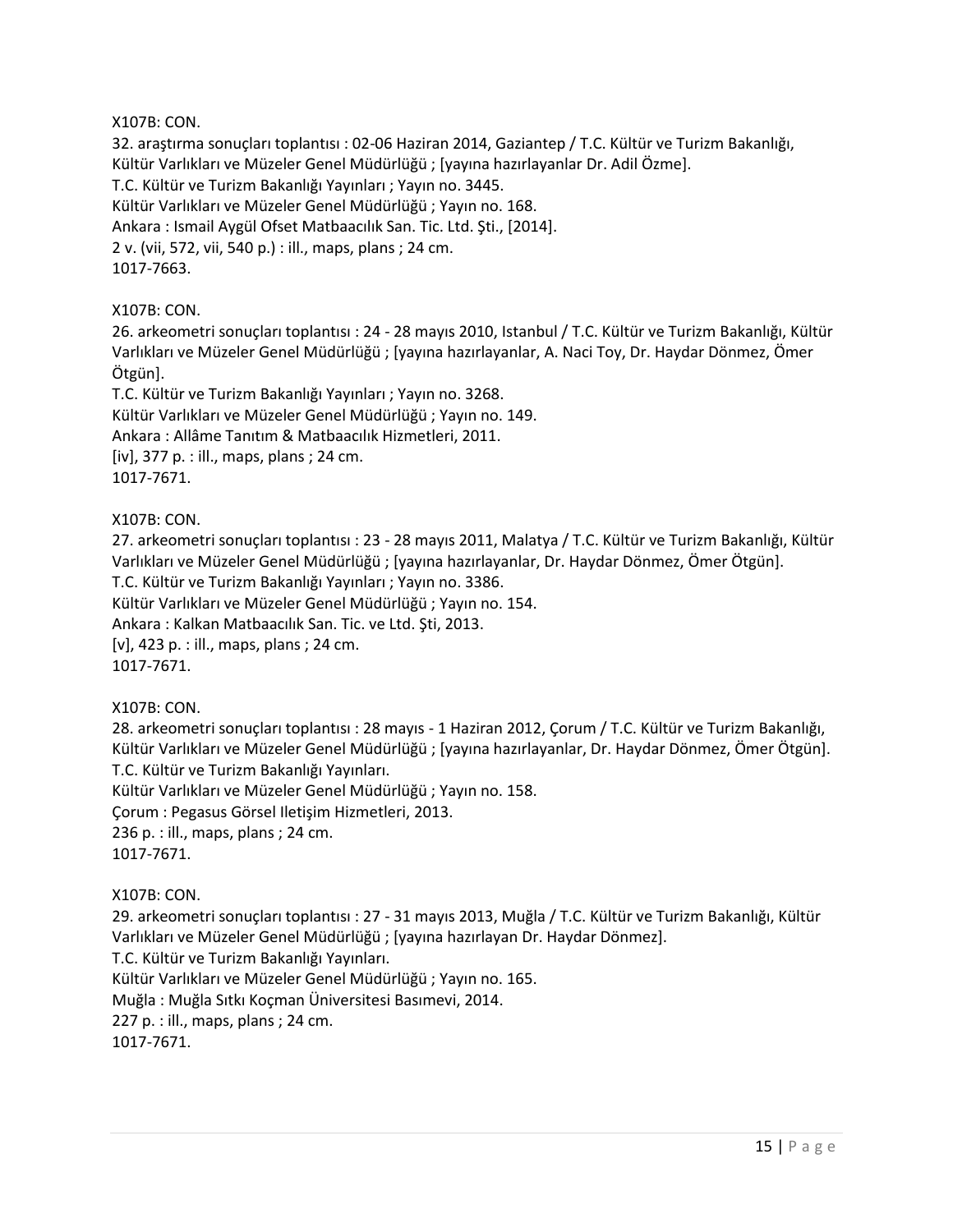X107B: CON.
32. araştırma sonuçları toplantısı : 02-06 Haziran 2014, Gaziantep / T.C. Kültür ve Turizm Bakanlığı, Kültür Varlıkları ve Müzeler Genel Müdürlüğü ; [yayına hazırlayanlar Dr. Adil Özme].
T.C. Kültür ve Turizm Bakanlığı Yayınları ; Yayın no. 3445.
Kültür Varlıkları ve Müzeler Genel Müdürlüğü ; Yayın no. 168.
Ankara : Ismail Aygül Ofset Matbaacılık San. Tic. Ltd. Şti., [2014].
2 v. (vii, 572, vii, 540 p.) : ill., maps, plans ; 24 cm.
1017-7663.

X107B: CON.
26. arkeometri sonuçları toplantısı : 24 - 28 mayıs 2010, Istanbul / T.C. Kültür ve Turizm Bakanlığı, Kültür Varlıkları ve Müzeler Genel Müdürlüğü ; [yayına hazırlayanlar, A. Naci Toy, Dr. Haydar Dönmez, Ömer Ötgün].
T.C. Kültür ve Turizm Bakanlığı Yayınları ; Yayın no. 3268.
Kültür Varlıkları ve Müzeler Genel Müdürlüğü ; Yayın no. 149.
Ankara : Allâme Tanıtım & Matbaacılık Hizmetleri, 2011.
[iv], 377 p. : ill., maps, plans ; 24 cm.
1017-7671.

X107B: CON.
27. arkeometri sonuçları toplantısı : 23 - 28 mayıs 2011, Malatya / T.C. Kültür ve Turizm Bakanlığı, Kültür Varlıkları ve Müzeler Genel Müdürlüğü ; [yayına hazırlayanlar, Dr. Haydar Dönmez, Ömer Ötgün].
T.C. Kültür ve Turizm Bakanlığı Yayınları ; Yayın no. 3386.
Kültür Varlıkları ve Müzeler Genel Müdürlüğü ; Yayın no. 154.
Ankara : Kalkan Matbaacılık San. Tic. ve Ltd. Şti, 2013.
[v], 423 p. : ill., maps, plans ; 24 cm.
1017-7671.

X107B: CON.
28. arkeometri sonuçları toplantısı : 28 mayıs - 1 Haziran 2012, Çorum / T.C. Kültür ve Turizm Bakanlığı, Kültür Varlıkları ve Müzeler Genel Müdürlüğü ; [yayına hazırlayanlar, Dr. Haydar Dönmez, Ömer Ötgün].
T.C. Kültür ve Turizm Bakanlığı Yayınları.
Kültür Varlıkları ve Müzeler Genel Müdürlüğü ; Yayın no. 158.
Çorum : Pegasus Görsel Iletişim Hizmetleri, 2013.
236 p. : ill., maps, plans ; 24 cm.
1017-7671.

X107B: CON.
29. arkeometri sonuçları toplantısı : 27 - 31 mayıs 2013, Muğla / T.C. Kültür ve Turizm Bakanlığı, Kültür Varlıkları ve Müzeler Genel Müdürlüğü ; [yayına hazırlayan Dr. Haydar Dönmez].
T.C. Kültür ve Turizm Bakanlığı Yayınları.
Kültür Varlıkları ve Müzeler Genel Müdürlüğü ; Yayın no. 165.
Muğla : Muğla Sıtkı Koçman Üniversitesi Basımevi, 2014.
227 p. : ill., maps, plans ; 24 cm.
1017-7671.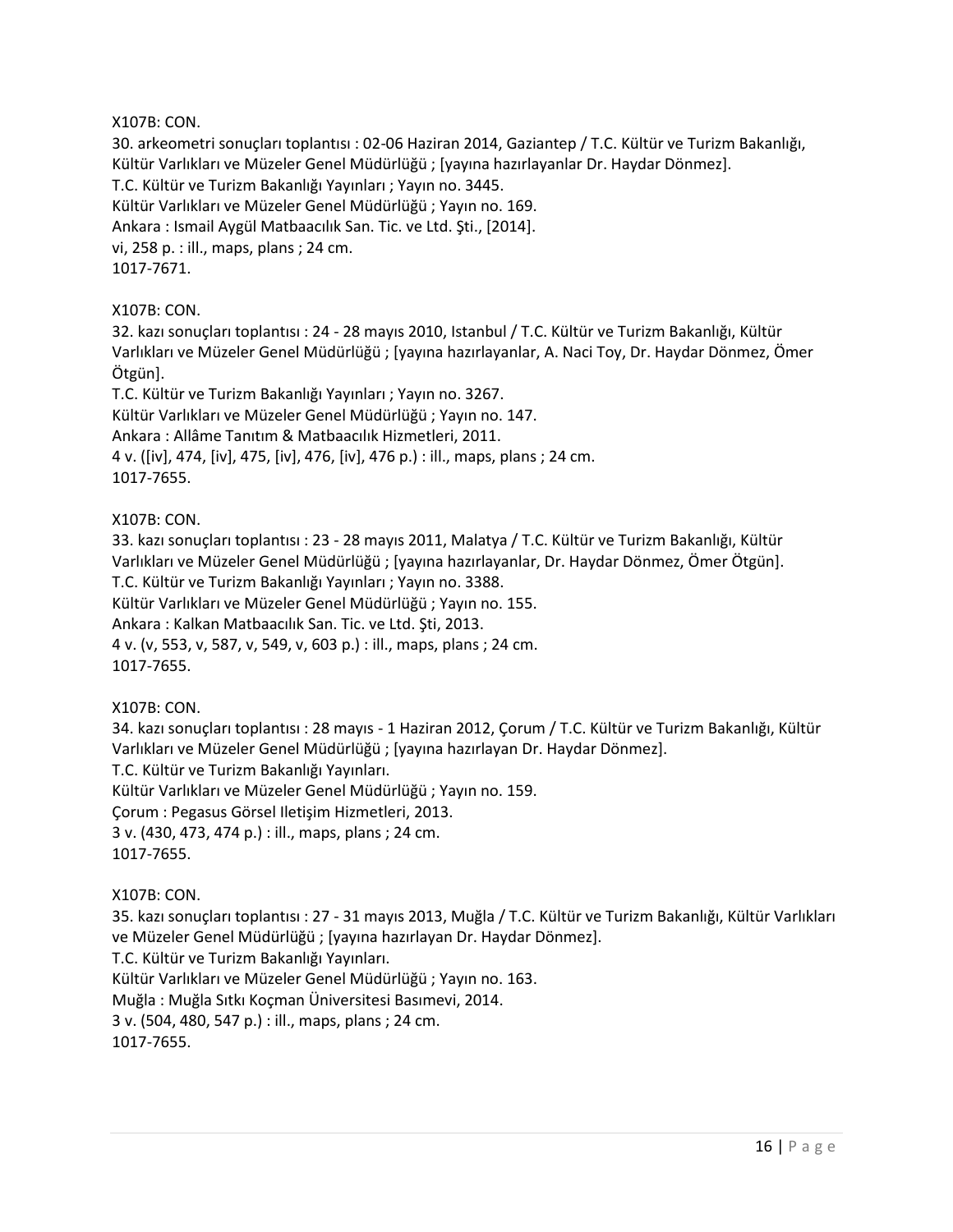X107B: CON.
30. arkeometri sonuçları toplantısı : 02-06 Haziran 2014, Gaziantep / T.C. Kültür ve Turizm Bakanlığı, Kültür Varlıkları ve Müzeler Genel Müdürlüğü ; [yayına hazırlayanlar Dr. Haydar Dönmez].
T.C. Kültür ve Turizm Bakanlığı Yayınları ; Yayın no. 3445.
Kültür Varlıkları ve Müzeler Genel Müdürlüğü ; Yayın no. 169.
Ankara : Ismail Aygül Matbaacılık San. Tic. ve Ltd. Şti., [2014].
vi, 258 p. : ill., maps, plans ; 24 cm.
1017-7671.

X107B: CON.
32. kazı sonuçları toplantısı : 24 - 28 mayıs 2010, Istanbul / T.C. Kültür ve Turizm Bakanlığı, Kültür Varlıkları ve Müzeler Genel Müdürlüğü ; [yayına hazırlayanlar, A. Naci Toy, Dr. Haydar Dönmez, Ömer Ötgün].
T.C. Kültür ve Turizm Bakanlığı Yayınları ; Yayın no. 3267.
Kültür Varlıkları ve Müzeler Genel Müdürlüğü ; Yayın no. 147.
Ankara : Allâme Tanıtım & Matbaacılık Hizmetleri, 2011.
4 v. ([iv], 474, [iv], 475, [iv], 476, [iv], 476 p.) : ill., maps, plans ; 24 cm.
1017-7655.

X107B: CON.
33. kazı sonuçları toplantısı : 23 - 28 mayıs 2011, Malatya / T.C. Kültür ve Turizm Bakanlığı, Kültür Varlıkları ve Müzeler Genel Müdürlüğü ; [yayına hazırlayanlar, Dr. Haydar Dönmez, Ömer Ötgün].
T.C. Kültür ve Turizm Bakanlığı Yayınları ; Yayın no. 3388.
Kültür Varlıkları ve Müzeler Genel Müdürlüğü ; Yayın no. 155.
Ankara : Kalkan Matbaacılık San. Tic. ve Ltd. Şti, 2013.
4 v. (v, 553, v, 587, v, 549, v, 603 p.) : ill., maps, plans ; 24 cm.
1017-7655.

X107B: CON.
34. kazı sonuçları toplantısı : 28 mayıs - 1 Haziran 2012, Çorum / T.C. Kültür ve Turizm Bakanlığı, Kültür Varlıkları ve Müzeler Genel Müdürlüğü ; [yayına hazırlayan Dr. Haydar Dönmez].
T.C. Kültür ve Turizm Bakanlığı Yayınları.
Kültür Varlıkları ve Müzeler Genel Müdürlüğü ; Yayın no. 159.
Çorum : Pegasus Görsel Iletişim Hizmetleri, 2013.
3 v. (430, 473, 474 p.) : ill., maps, plans ; 24 cm.
1017-7655.

X107B: CON.
35. kazı sonuçları toplantısı : 27 - 31 mayıs 2013, Muğla / T.C. Kültür ve Turizm Bakanlığı, Kültür Varlıkları ve Müzeler Genel Müdürlüğü ; [yayına hazırlayan Dr. Haydar Dönmez].
T.C. Kültür ve Turizm Bakanlığı Yayınları.
Kültür Varlıkları ve Müzeler Genel Müdürlüğü ; Yayın no. 163.
Muğla : Muğla Sıtkı Koçman Üniversitesi Basımevi, 2014.
3 v. (504, 480, 547 p.) : ill., maps, plans ; 24 cm.
1017-7655.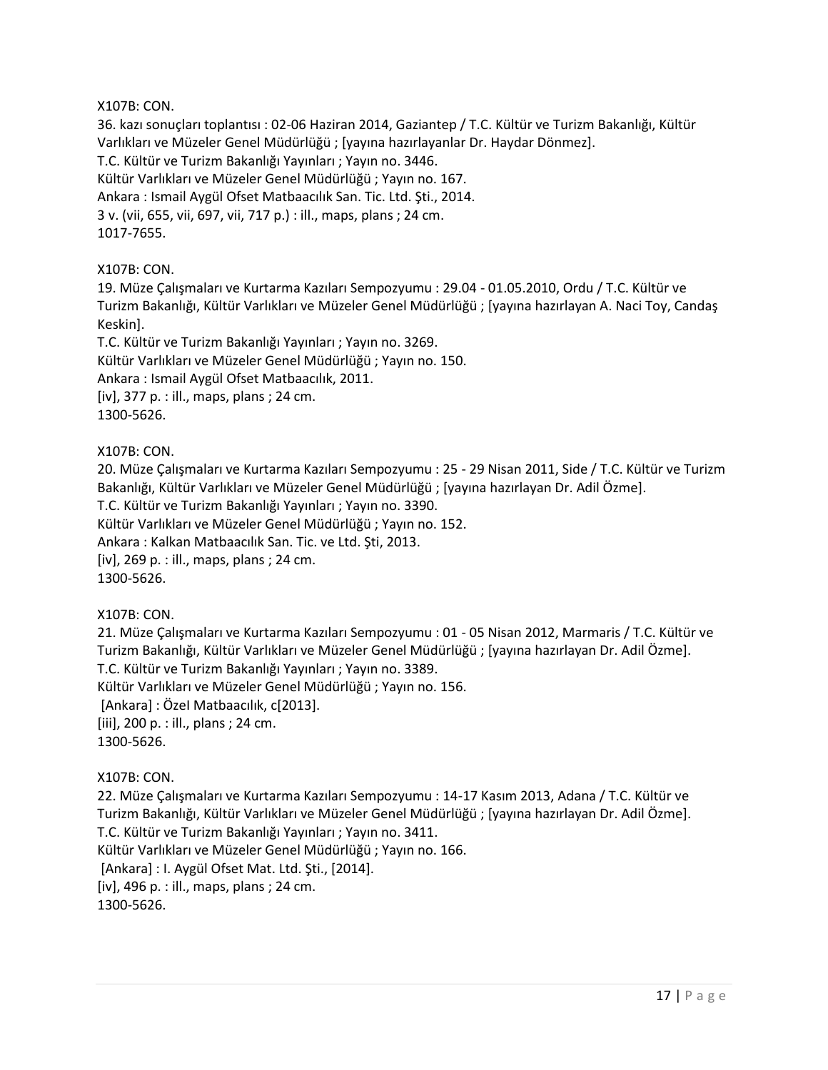X107B: CON.
36. kazı sonuçları toplantısı : 02-06 Haziran 2014, Gaziantep / T.C. Kültür ve Turizm Bakanlığı, Kültür Varlıkları ve Müzeler Genel Müdürlüğü ; [yayına hazırlayanlar Dr. Haydar Dönmez].
T.C. Kültür ve Turizm Bakanlığı Yayınları ; Yayın no. 3446.
Kültür Varlıkları ve Müzeler Genel Müdürlüğü ; Yayın no. 167.
Ankara : Ismail Aygül Ofset Matbaacılık San. Tic. Ltd. Şti., 2014.
3 v. (vii, 655, vii, 697, vii, 717 p.) : ill., maps, plans ; 24 cm.
1017-7655.

X107B: CON.
19. Müze Çalışmaları ve Kurtarma Kazıları Sempozyumu : 29.04 - 01.05.2010, Ordu / T.C. Kültür ve Turizm Bakanlığı, Kültür Varlıkları ve Müzeler Genel Müdürlüğü ; [yayına hazırlayan A. Naci Toy, Candaş Keskin].
T.C. Kültür ve Turizm Bakanlığı Yayınları ; Yayın no. 3269.
Kültür Varlıkları ve Müzeler Genel Müdürlüğü ; Yayın no. 150.
Ankara : Ismail Aygül Ofset Matbaacılık, 2011.
[iv], 377 p. : ill., maps, plans ; 24 cm.
1300-5626.

X107B: CON.
20. Müze Çalışmaları ve Kurtarma Kazıları Sempozyumu : 25 - 29 Nisan 2011, Side / T.C. Kültür ve Turizm Bakanlığı, Kültür Varlıkları ve Müzeler Genel Müdürlüğü ; [yayına hazırlayan Dr. Adil Özme].
T.C. Kültür ve Turizm Bakanlığı Yayınları ; Yayın no. 3390.
Kültür Varlıkları ve Müzeler Genel Müdürlüğü ; Yayın no. 152.
Ankara : Kalkan Matbaacılık San. Tic. ve Ltd. Şti, 2013.
[iv], 269 p. : ill., maps, plans ; 24 cm.
1300-5626.

X107B: CON.
21. Müze Çalışmaları ve Kurtarma Kazıları Sempozyumu : 01 - 05 Nisan 2012, Marmaris / T.C. Kültür ve Turizm Bakanlığı, Kültür Varlıkları ve Müzeler Genel Müdürlüğü ; [yayına hazırlayan Dr. Adil Özme].
T.C. Kültür ve Turizm Bakanlığı Yayınları ; Yayın no. 3389.
Kültür Varlıkları ve Müzeler Genel Müdürlüğü ; Yayın no. 156.
[Ankara] : Özel Matbaacılık, c[2013].
[iii], 200 p. : ill., plans ; 24 cm.
1300-5626.

X107B: CON.
22. Müze Çalışmaları ve Kurtarma Kazıları Sempozyumu : 14-17 Kasım 2013, Adana / T.C. Kültür ve Turizm Bakanlığı, Kültür Varlıkları ve Müzeler Genel Müdürlüğü ; [yayına hazırlayan Dr. Adil Özme].
T.C. Kültür ve Turizm Bakanlığı Yayınları ; Yayın no. 3411.
Kültür Varlıkları ve Müzeler Genel Müdürlüğü ; Yayın no. 166.
[Ankara] : I. Aygül Ofset Mat. Ltd. Şti., [2014].
[iv], 496 p. : ill., maps, plans ; 24 cm.
1300-5626.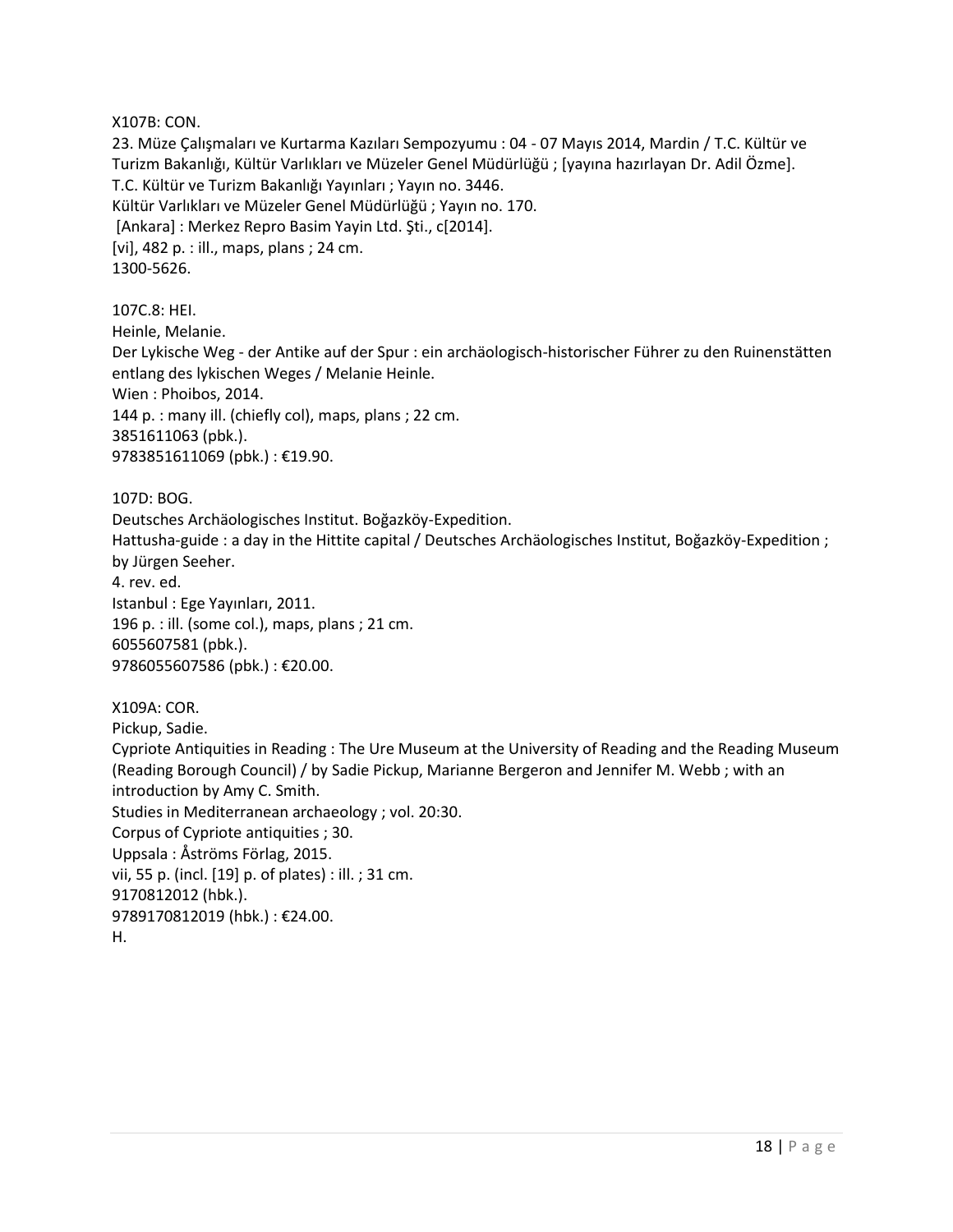X107B: CON.
23. Müze Çalışmaları ve Kurtarma Kazıları Sempozyumu : 04 - 07 Mayıs 2014, Mardin / T.C. Kültür ve Turizm Bakanlığı, Kültür Varlıkları ve Müzeler Genel Müdürlüğü ; [yayına hazırlayan Dr. Adil Özme].
T.C. Kültür ve Turizm Bakanlığı Yayınları ; Yayın no. 3446.
Kültür Varlıkları ve Müzeler Genel Müdürlüğü ; Yayın no. 170.
[Ankara] : Merkez Repro Basim Yayin Ltd. Şti., c[2014].
[vi], 482 p. : ill., maps, plans ; 24 cm.
1300-5626.

107C.8: HEI.
Heinle, Melanie.
Der Lykische Weg - der Antike auf der Spur : ein archäologisch-historischer Führer zu den Ruinenstätten entlang des lykischen Weges / Melanie Heinle.
Wien : Phoibos, 2014.
144 p. : many ill. (chiefly col), maps, plans ; 22 cm.
3851611063 (pbk.).
9783851611069 (pbk.) : €19.90.

107D: BOG.
Deutsches Archäologisches Institut. Boğazköy-Expedition.
Hattusha-guide : a day in the Hittite capital / Deutsches Archäologisches Institut, Boğazköy-Expedition ; by Jürgen Seeher.
4. rev. ed.
Istanbul : Ege Yayınları, 2011.
196 p. : ill. (some col.), maps, plans ; 21 cm.
6055607581 (pbk.).
9786055607586 (pbk.) : €20.00.

X109A: COR.
Pickup, Sadie.
Cypriote Antiquities in Reading : The Ure Museum at the University of Reading and the Reading Museum (Reading Borough Council) / by Sadie Pickup, Marianne Bergeron and Jennifer M. Webb ; with an introduction by Amy C. Smith.
Studies in Mediterranean archaeology ; vol. 20:30.
Corpus of Cypriote antiquities ; 30.
Uppsala : Åströms Förlag, 2015.
vii, 55 p. (incl. [19] p. of plates) : ill. ; 31 cm.
9170812012 (hbk.).
9789170812019 (hbk.) : €24.00.
H.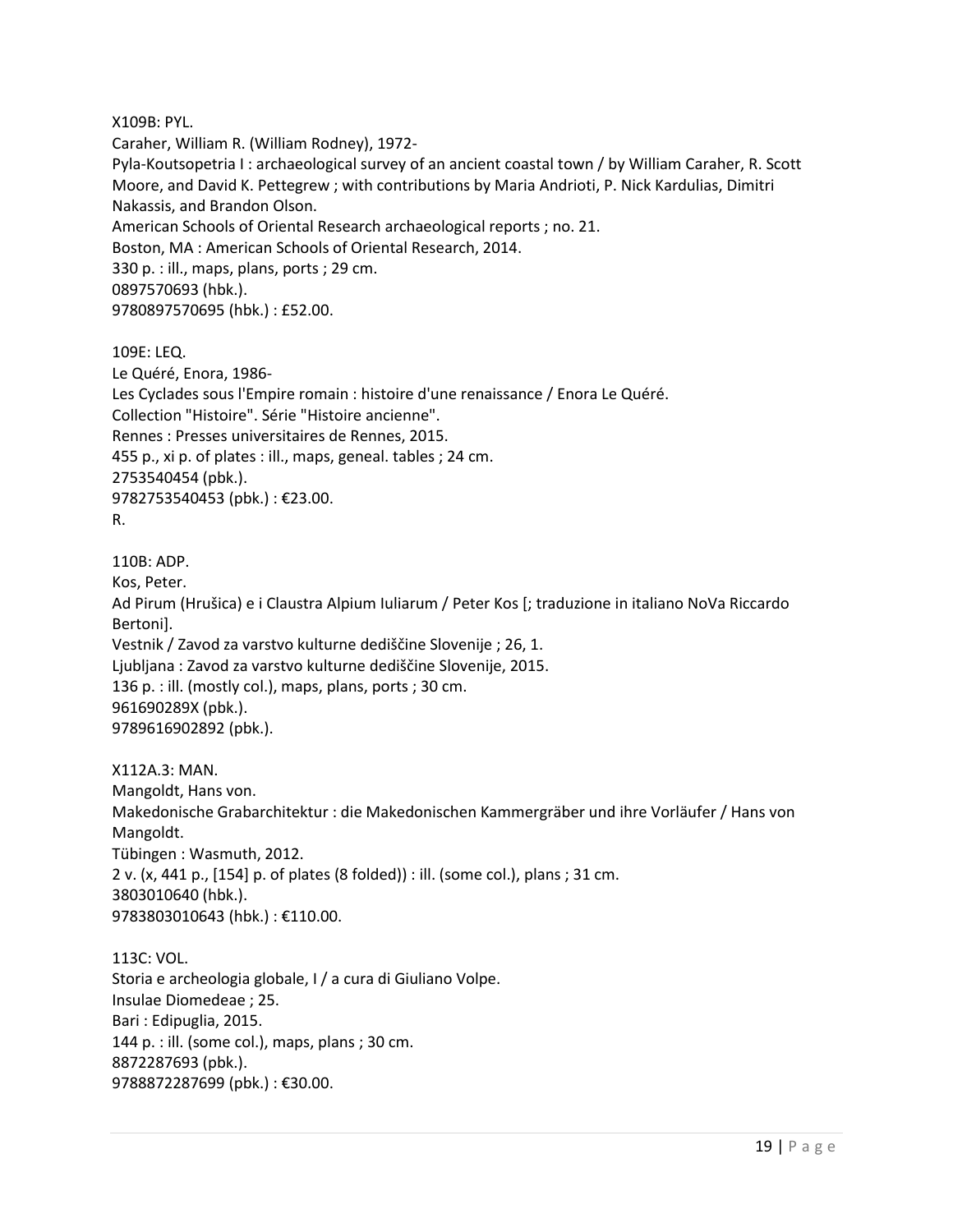X109B: PYL.
Caraher, William R. (William Rodney), 1972-
Pyla-Koutsopetria I : archaeological survey of an ancient coastal town / by William Caraher, R. Scott Moore, and David K. Pettegrew ; with contributions by Maria Andrioti, P. Nick Kardulias, Dimitri Nakassis, and Brandon Olson.
American Schools of Oriental Research archaeological reports ; no. 21.
Boston, MA : American Schools of Oriental Research, 2014.
330 p. : ill., maps, plans, ports ; 29 cm.
0897570693 (hbk.).
9780897570695 (hbk.) : £52.00.

109E: LEQ.
Le Quéré, Enora, 1986-
Les Cyclades sous l'Empire romain : histoire d'une renaissance / Enora Le Quéré.
Collection "Histoire". Série "Histoire ancienne".
Rennes : Presses universitaires de Rennes, 2015.
455 p., xi p. of plates : ill., maps, geneal. tables ; 24 cm.
2753540454 (pbk.).
9782753540453 (pbk.) : €23.00.
R.

110B: ADP.
Kos, Peter.
Ad Pirum (Hrušica) e i Claustra Alpium Iuliarum / Peter Kos [; traduzione in italiano NoVa Riccardo Bertoni].
Vestnik / Zavod za varstvo kulturne dediščine Slovenije ; 26, 1.
Ljubljana : Zavod za varstvo kulturne dediščine Slovenije, 2015.
136 p. : ill. (mostly col.), maps, plans, ports ; 30 cm.
961690289X (pbk.).
9789616902892 (pbk.).

X112A.3: MAN.
Mangoldt, Hans von.
Makedonische Grabarchitektur : die Makedonischen Kammergräber und ihre Vorläufer / Hans von Mangoldt.
Tübingen : Wasmuth, 2012.
2 v. (x, 441 p., [154] p. of plates (8 folded)) : ill. (some col.), plans ; 31 cm.
3803010640 (hbk.).
9783803010643 (hbk.) : €110.00.

113C: VOL.
Storia e archeologia globale, I / a cura di Giuliano Volpe.
Insulae Diomedeae ; 25.
Bari : Edipuglia, 2015.
144 p. : ill. (some col.), maps, plans ; 30 cm.
8872287693 (pbk.).
9788872287699 (pbk.) : €30.00.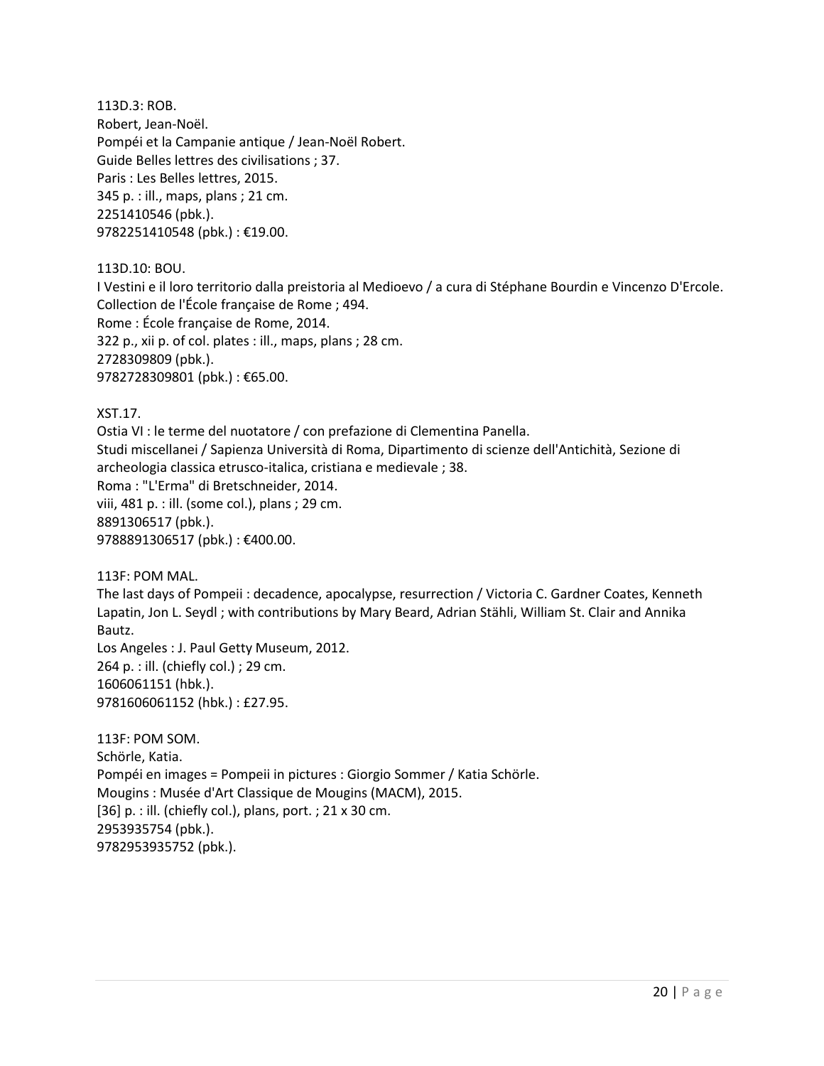113D.3: ROB.
Robert, Jean-Noël.
Pompéi et la Campanie antique / Jean-Noël Robert.
Guide Belles lettres des civilisations ; 37.
Paris : Les Belles lettres, 2015.
345 p. : ill., maps, plans ; 21 cm.
2251410546 (pbk.).
9782251410548 (pbk.) : €19.00.

113D.10: BOU.
I Vestini e il loro territorio dalla preistoria al Medioevo / a cura di Stéphane Bourdin e Vincenzo D'Ercole.
Collection de l'École française de Rome ; 494.
Rome : École française de Rome, 2014.
322 p., xii p. of col. plates : ill., maps, plans ; 28 cm.
2728309809 (pbk.).
9782728309801 (pbk.) : €65.00.

XST.17.
Ostia VI : le terme del nuotatore / con prefazione di Clementina Panella.
Studi miscellanei / Sapienza Università di Roma, Dipartimento di scienze dell'Antichità, Sezione di archeologia classica etrusco-italica, cristiana e medievale ; 38.
Roma : "L'Erma" di Bretschneider, 2014.
viii, 481 p. : ill. (some col.), plans ; 29 cm.
8891306517 (pbk.).
9788891306517 (pbk.) : €400.00.

113F: POM MAL.
The last days of Pompeii : decadence, apocalypse, resurrection / Victoria C. Gardner Coates, Kenneth Lapatin, Jon L. Seydl ; with contributions by Mary Beard, Adrian Stähli, William St. Clair and Annika Bautz.
Los Angeles : J. Paul Getty Museum, 2012.
264 p. : ill. (chiefly col.) ; 29 cm.
1606061151 (hbk.).
9781606061152 (hbk.) : £27.95.

113F: POM SOM.
Schörle, Katia.
Pompéi en images = Pompeii in pictures : Giorgio Sommer / Katia Schörle.
Mougins : Musée d'Art Classique de Mougins (MACM), 2015.
[36] p. : ill. (chiefly col.), plans, port. ; 21 x 30 cm.
2953935754 (pbk.).
9782953935752 (pbk.).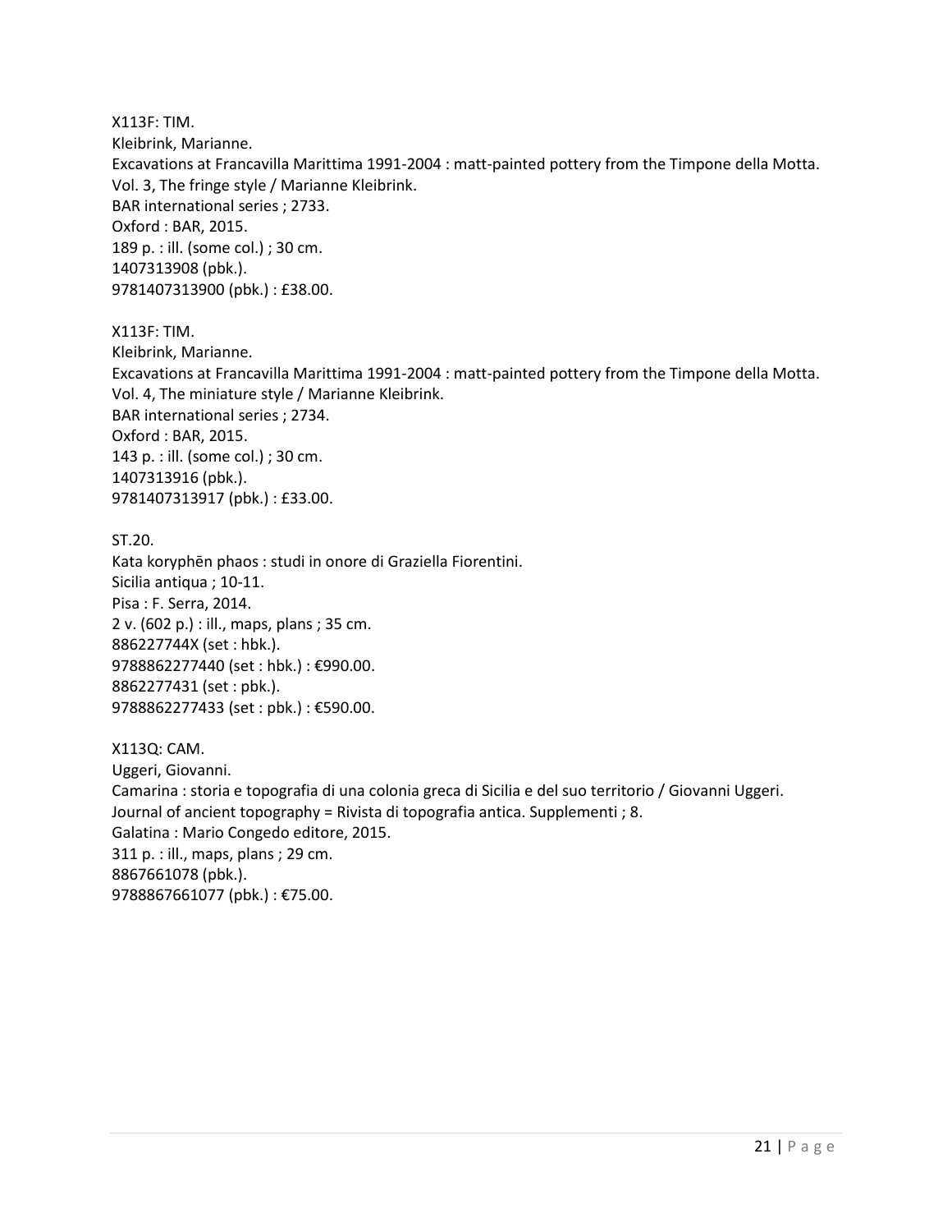X113F: TIM.
Kleibrink, Marianne.
Excavations at Francavilla Marittima 1991-2004 : matt-painted pottery from the Timpone della Motta. Vol. 3, The fringe style / Marianne Kleibrink.
BAR international series ; 2733.
Oxford : BAR, 2015.
189 p. : ill. (some col.) ; 30 cm.
1407313908 (pbk.).
9781407313900 (pbk.) : £38.00.

X113F: TIM.
Kleibrink, Marianne.
Excavations at Francavilla Marittima 1991-2004 : matt-painted pottery from the Timpone della Motta. Vol. 4, The miniature style / Marianne Kleibrink.
BAR international series ; 2734.
Oxford : BAR, 2015.
143 p. : ill. (some col.) ; 30 cm.
1407313916 (pbk.).
9781407313917 (pbk.) : £33.00.

ST.20.
Kata koryphēn phaos : studi in onore di Graziella Fiorentini.
Sicilia antiqua ; 10-11.
Pisa : F. Serra, 2014.
2 v. (602 p.) : ill., maps, plans ; 35 cm.
886227744X (set : hbk.).
9788862277440 (set : hbk.) : €990.00.
8862277431 (set : pbk.).
9788862277433 (set : pbk.) : €590.00.

X113Q: CAM.
Uggeri, Giovanni.
Camarina : storia e topografia di una colonia greca di Sicilia e del suo territorio / Giovanni Uggeri.
Journal of ancient topography = Rivista di topografia antica. Supplementi ; 8.
Galatina : Mario Congedo editore, 2015.
311 p. : ill., maps, plans ; 29 cm.
8867661078 (pbk.).
9788867661077 (pbk.) : €75.00.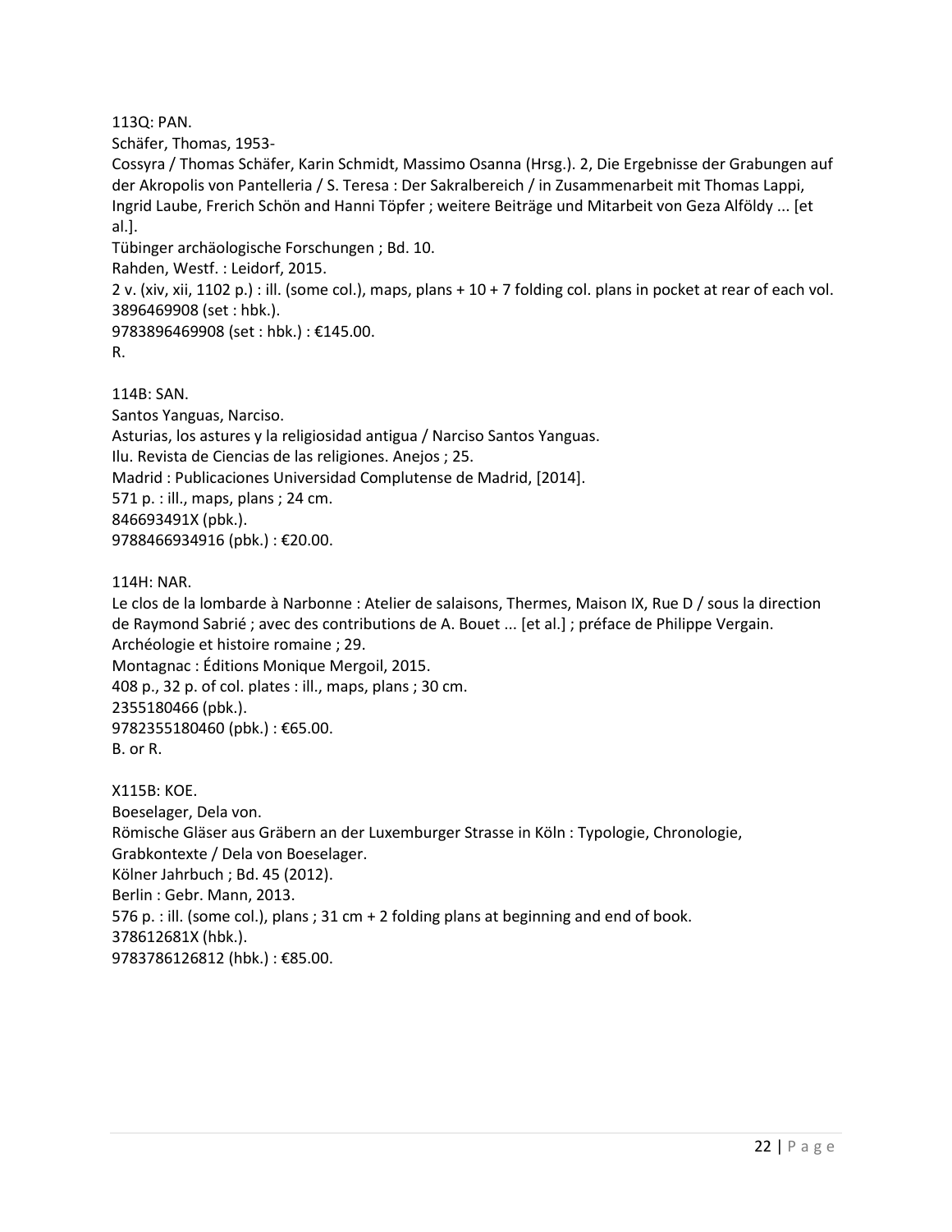113Q: PAN.
Schäfer, Thomas, 1953-
Cossyra / Thomas Schäfer, Karin Schmidt, Massimo Osanna (Hrsg.). 2, Die Ergebnisse der Grabungen auf der Akropolis von Pantelleria / S. Teresa : Der Sakralbereich / in Zusammenarbeit mit Thomas Lappi, Ingrid Laube, Frerich Schön and Hanni Töpfer ; weitere Beiträge und Mitarbeit von Geza Alföldy ... [et al.].
Tübinger archäologische Forschungen ; Bd. 10.
Rahden, Westf. : Leidorf, 2015.
2 v. (xiv, xii, 1102 p.) : ill. (some col.), maps, plans + 10 + 7 folding col. plans in pocket at rear of each vol.
3896469908 (set : hbk.).
9783896469908 (set : hbk.) : €145.00.
R.

114B: SAN.
Santos Yanguas, Narciso.
Asturias, los astures y la religiosidad antigua / Narciso Santos Yanguas.
Ilu. Revista de Ciencias de las religiones. Anejos ; 25.
Madrid : Publicaciones Universidad Complutense de Madrid, [2014].
571 p. : ill., maps, plans ; 24 cm.
846693491X (pbk.).
9788466934916 (pbk.) : €20.00.

114H: NAR.
Le clos de la lombarde à Narbonne : Atelier de salaisons, Thermes, Maison IX, Rue D / sous la direction de Raymond Sabrié ; avec des contributions de A. Bouet ... [et al.] ; préface de Philippe Vergain.
Archéologie et histoire romaine ; 29.
Montagnac : Éditions Monique Mergoil, 2015.
408 p., 32 p. of col. plates : ill., maps, plans ; 30 cm.
2355180466 (pbk.).
9782355180460 (pbk.) : €65.00.
B. or R.

X115B: KOE.
Boeselager, Dela von.
Römische Gläser aus Gräbern an der Luxemburger Strasse in Köln : Typologie, Chronologie, Grabkontexte / Dela von Boeselager.
Kölner Jahrbuch ; Bd. 45 (2012).
Berlin : Gebr. Mann, 2013.
576 p. : ill. (some col.), plans ; 31 cm + 2 folding plans at beginning and end of book.
378612681X (hbk.).
9783786126812 (hbk.) : €85.00.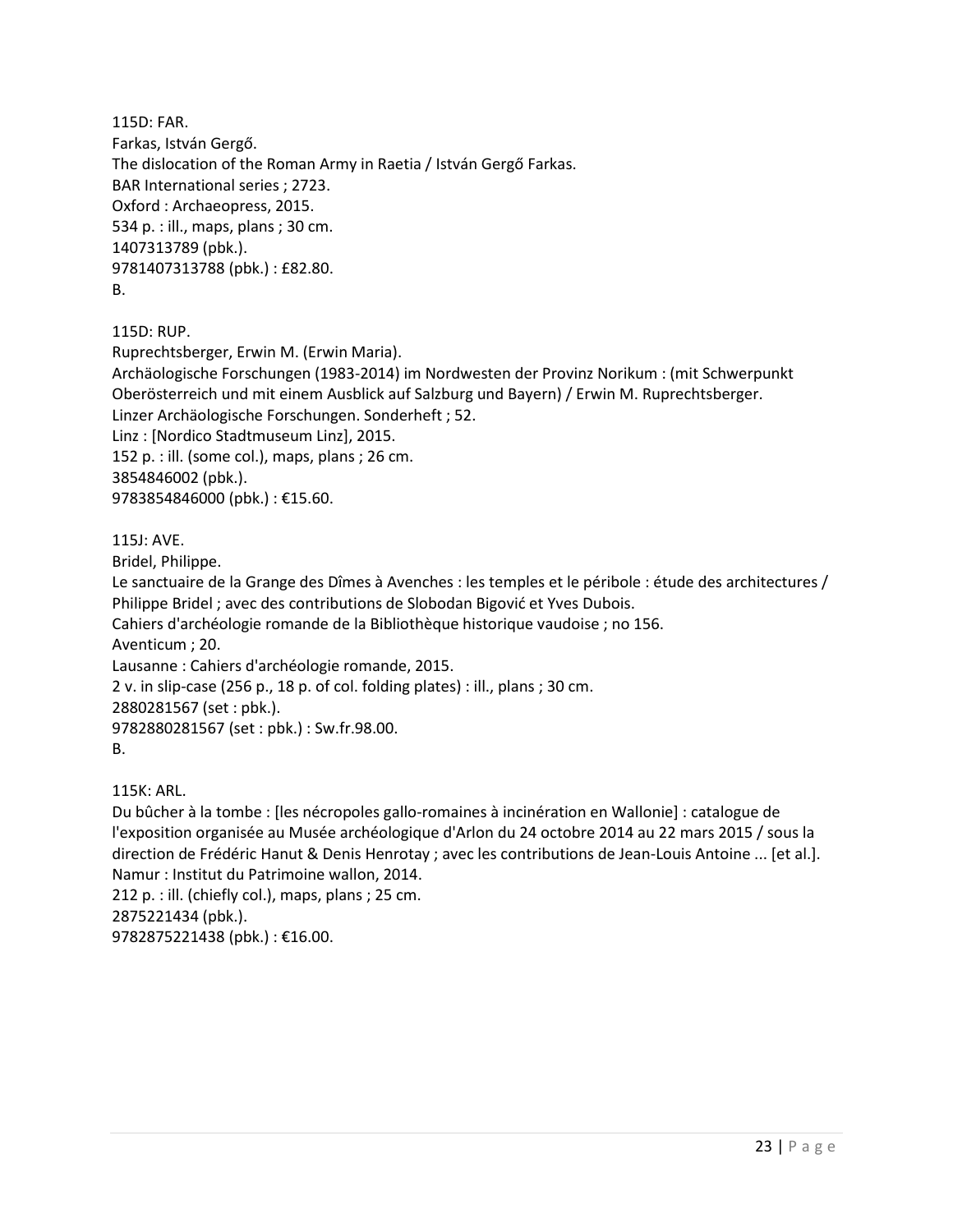115D: FAR.
Farkas, István Gergő.
The dislocation of the Roman Army in Raetia / István Gergő Farkas.
BAR International series ; 2723.
Oxford : Archaeopress, 2015.
534 p. : ill., maps, plans ; 30 cm.
1407313789 (pbk.).
9781407313788 (pbk.) : £82.80.
B.

115D: RUP.
Ruprechtsberger, Erwin M. (Erwin Maria).
Archäologische Forschungen (1983-2014) im Nordwesten der Provinz Norikum : (mit Schwerpunkt Oberösterreich und mit einem Ausblick auf Salzburg und Bayern) / Erwin M. Ruprechtsberger.
Linzer Archäologische Forschungen. Sonderheft ; 52.
Linz : [Nordico Stadtmuseum Linz], 2015.
152 p. : ill. (some col.), maps, plans ; 26 cm.
3854846002 (pbk.).
9783854846000 (pbk.) : €15.60.

115J: AVE.
Bridel, Philippe.
Le sanctuaire de la Grange des Dîmes à Avenches : les temples et le péribole : étude des architectures / Philippe Bridel ; avec des contributions de Slobodan Bigović et Yves Dubois.
Cahiers d'archéologie romande de la Bibliothèque historique vaudoise ; no 156.
Aventicum ; 20.
Lausanne : Cahiers d'archéologie romande, 2015.
2 v. in slip-case (256 p., 18 p. of col. folding plates) : ill., plans ; 30 cm.
2880281567 (set : pbk.).
9782880281567 (set : pbk.) : Sw.fr.98.00.
B.

115K: ARL.
Du bûcher à la tombe : [les nécropoles gallo-romaines à incinération en Wallonie] : catalogue de l'exposition organisée au Musée archéologique d'Arlon du 24 octobre 2014 au 22 mars 2015 / sous la direction de Frédéric Hanut & Denis Henrotay ; avec les contributions de Jean-Louis Antoine ... [et al.].
Namur : Institut du Patrimoine wallon, 2014.
212 p. : ill. (chiefly col.), maps, plans ; 25 cm.
2875221434 (pbk.).
9782875221438 (pbk.) : €16.00.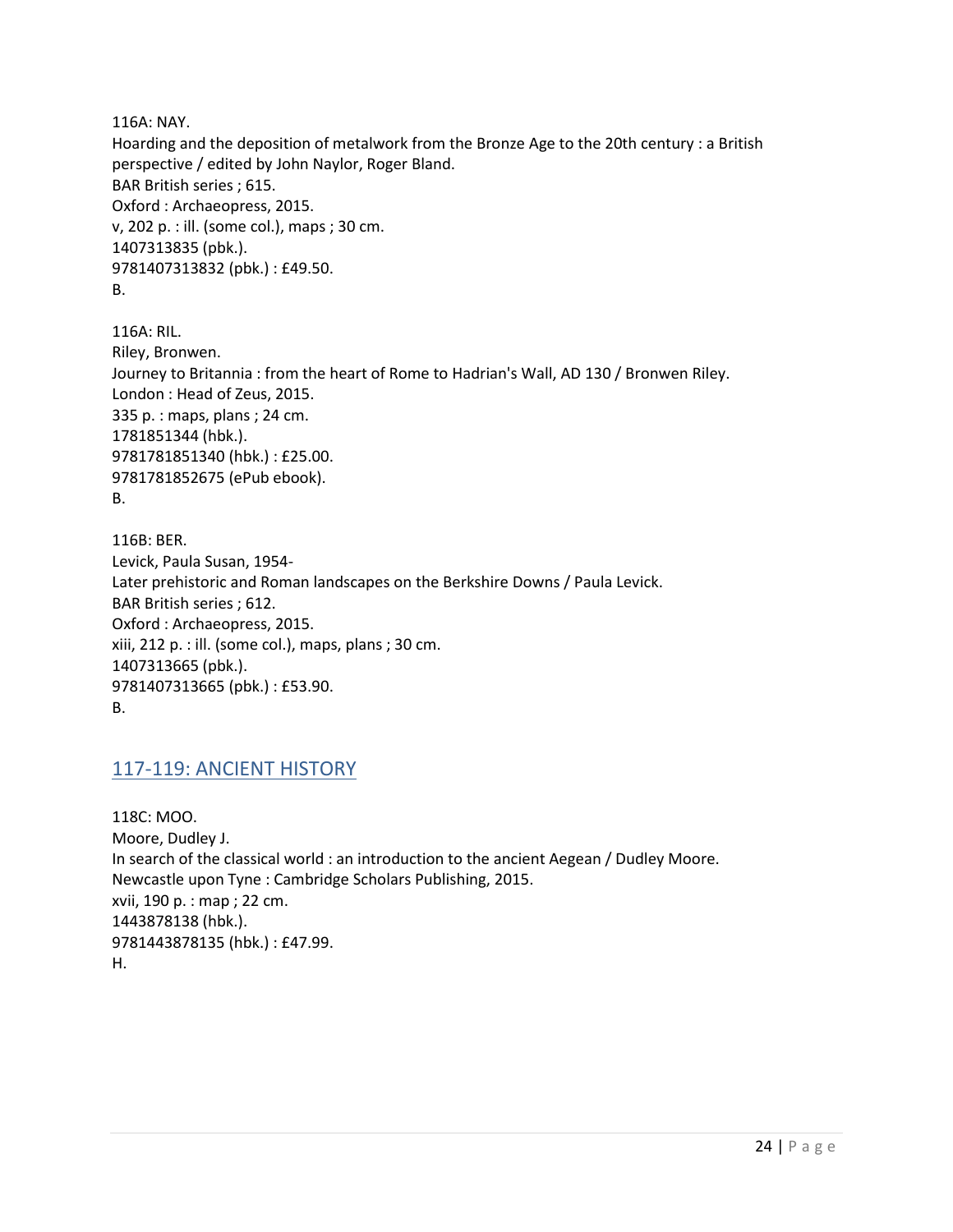116A: NAY.
Hoarding and the deposition of metalwork from the Bronze Age to the 20th century : a British perspective / edited by John Naylor, Roger Bland.
BAR British series ; 615.
Oxford : Archaeopress, 2015.
v, 202 p. : ill. (some col.), maps ; 30 cm.
1407313835 (pbk.).
9781407313832 (pbk.) : £49.50.
B.

116A: RIL.
Riley, Bronwen.
Journey to Britannia : from the heart of Rome to Hadrian's Wall, AD 130 / Bronwen Riley.
London : Head of Zeus, 2015.
335 p. : maps, plans ; 24 cm.
1781851344 (hbk.).
9781781851340 (hbk.) : £25.00.
9781781852675 (ePub ebook).
B.

116B: BER.
Levick, Paula Susan, 1954-
Later prehistoric and Roman landscapes on the Berkshire Downs / Paula Levick.
BAR British series ; 612.
Oxford : Archaeopress, 2015.
xiii, 212 p. : ill. (some col.), maps, plans ; 30 cm.
1407313665 (pbk.).
9781407313665 (pbk.) : £53.90.
B.

## 117-119: ANCIENT HISTORY

118C: MOO.
Moore, Dudley J.
In search of the classical world : an introduction to the ancient Aegean / Dudley Moore.
Newcastle upon Tyne : Cambridge Scholars Publishing, 2015.
xvii, 190 p. : map ; 22 cm.
1443878138 (hbk.).
9781443878135 (hbk.) : £47.99.
H.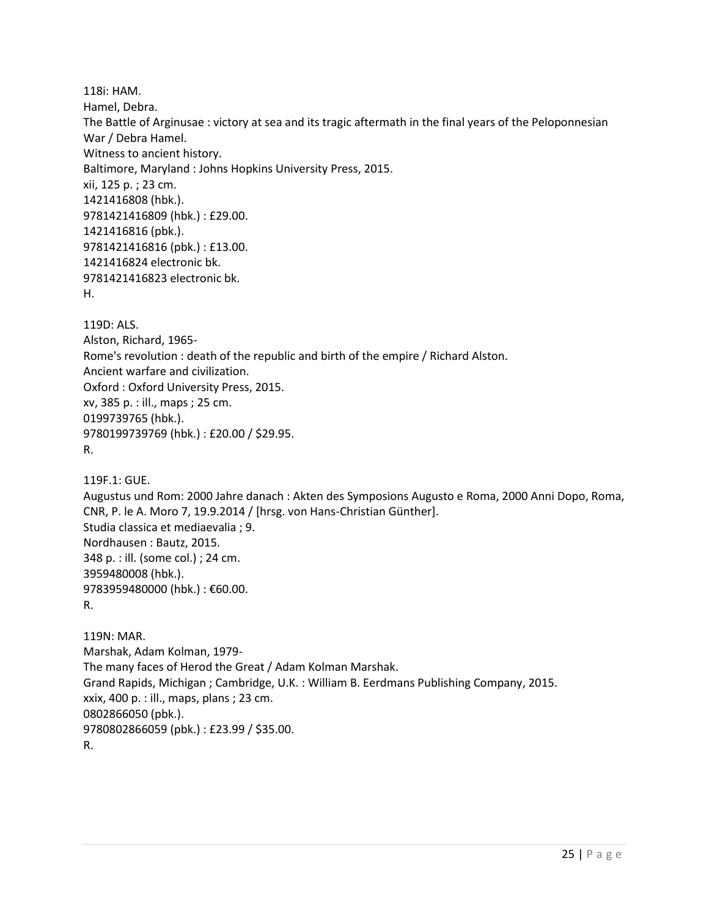118i: HAM.
Hamel, Debra.
The Battle of Arginusae : victory at sea and its tragic aftermath in the final years of the Peloponnesian War / Debra Hamel.
Witness to ancient history.
Baltimore, Maryland : Johns Hopkins University Press, 2015.
xii, 125 p. ; 23 cm.
1421416808 (hbk.).
9781421416809 (hbk.) : £29.00.
1421416816 (pbk.).
9781421416816 (pbk.) : £13.00.
1421416824 electronic bk.
9781421416823 electronic bk.
H.

119D: ALS.
Alston, Richard, 1965-
Rome's revolution : death of the republic and birth of the empire / Richard Alston.
Ancient warfare and civilization.
Oxford : Oxford University Press, 2015.
xv, 385 p. : ill., maps ; 25 cm.
0199739765 (hbk.).
9780199739769 (hbk.) : £20.00 / $29.95.
R.

119F.1: GUE.
Augustus und Rom: 2000 Jahre danach : Akten des Symposions Augusto e Roma, 2000 Anni Dopo, Roma, CNR, P. le A. Moro 7, 19.9.2014 / [hrsg. von Hans-Christian Günther].
Studia classica et mediaevalia ; 9.
Nordhausen : Bautz, 2015.
348 p. : ill. (some col.) ; 24 cm.
3959480008 (hbk.).
9783959480000 (hbk.) : €60.00.
R.

119N: MAR.
Marshak, Adam Kolman, 1979-
The many faces of Herod the Great / Adam Kolman Marshak.
Grand Rapids, Michigan ; Cambridge, U.K. : William B. Eerdmans Publishing Company, 2015.
xxix, 400 p. : ill., maps, plans ; 23 cm.
0802866050 (pbk.).
9780802866059 (pbk.) : £23.99 / $35.00.
R.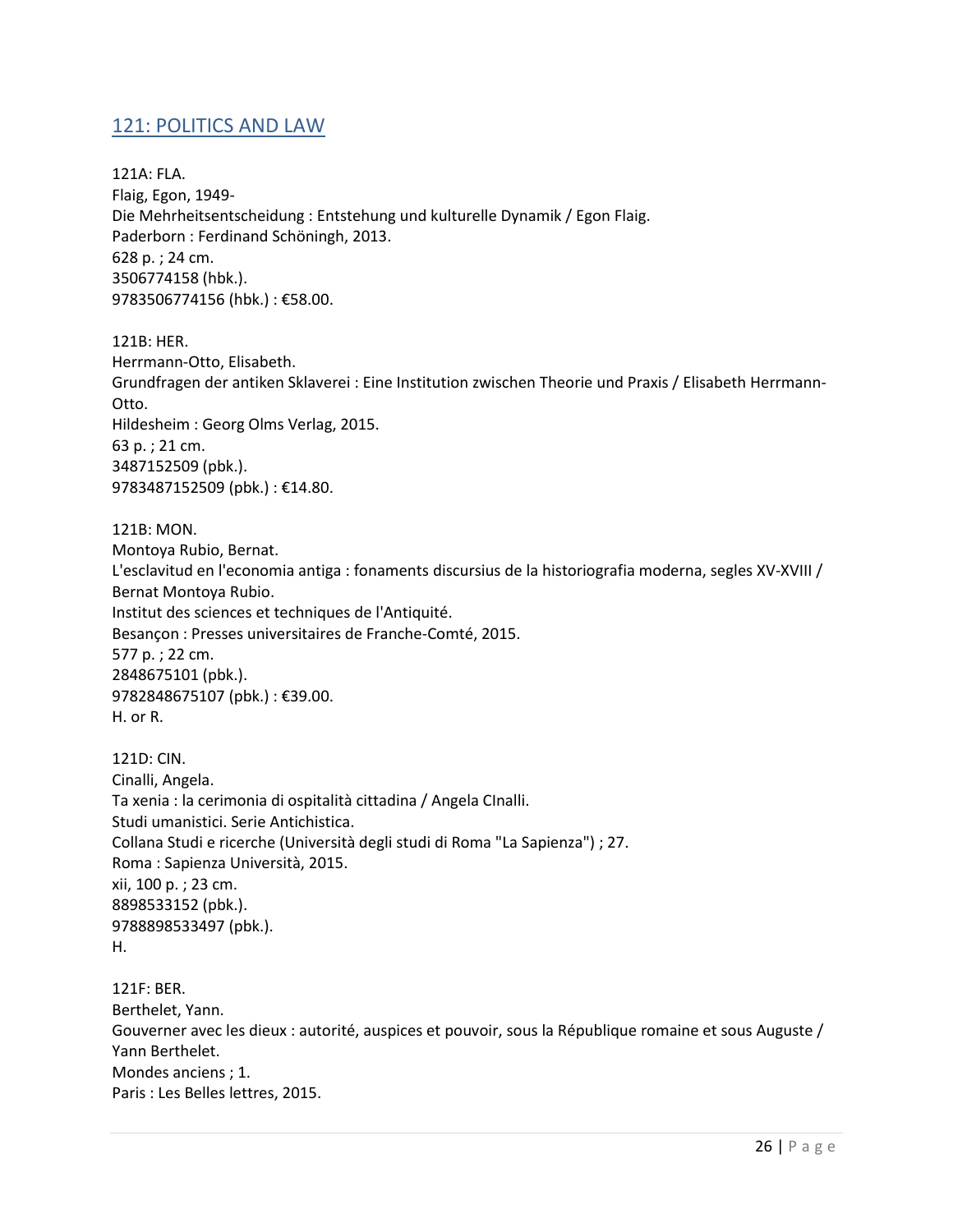## 121: POLITICS AND LAW

121A: FLA.
Flaig, Egon, 1949-
Die Mehrheitsentscheidung : Entstehung und kulturelle Dynamik / Egon Flaig.
Paderborn : Ferdinand Schöningh, 2013.
628 p. ; 24 cm.
3506774158 (hbk.).
9783506774156 (hbk.) : €58.00.

121B: HER.
Herrmann-Otto, Elisabeth.
Grundfragen der antiken Sklaverei : Eine Institution zwischen Theorie und Praxis / Elisabeth Herrmann-Otto.
Hildesheim : Georg Olms Verlag, 2015.
63 p. ; 21 cm.
3487152509 (pbk.).
9783487152509 (pbk.) : €14.80.

121B: MON.
Montoya Rubio, Bernat.
L'esclavitud en l'economia antiga : fonaments discursius de la historiografia moderna, segles XV-XVIII / Bernat Montoya Rubio.
Institut des sciences et techniques de l'Antiquité.
Besançon : Presses universitaires de Franche-Comté, 2015.
577 p. ; 22 cm.
2848675101 (pbk.).
9782848675107 (pbk.) : €39.00.
H. or R.

121D: CIN.
Cinalli, Angela.
Ta xenia : la cerimonia di ospitalità cittadina / Angela CInalli.
Studi umanistici. Serie Antichistica.
Collana Studi e ricerche (Università degli studi di Roma "La Sapienza") ; 27.
Roma : Sapienza Università, 2015.
xii, 100 p. ; 23 cm.
8898533152 (pbk.).
9788898533497 (pbk.).
H.

121F: BER.
Berthelet, Yann.
Gouverner avec les dieux : autorité, auspices et pouvoir, sous la République romaine et sous Auguste / Yann Berthelet.
Mondes anciens ; 1.
Paris : Les Belles lettres, 2015.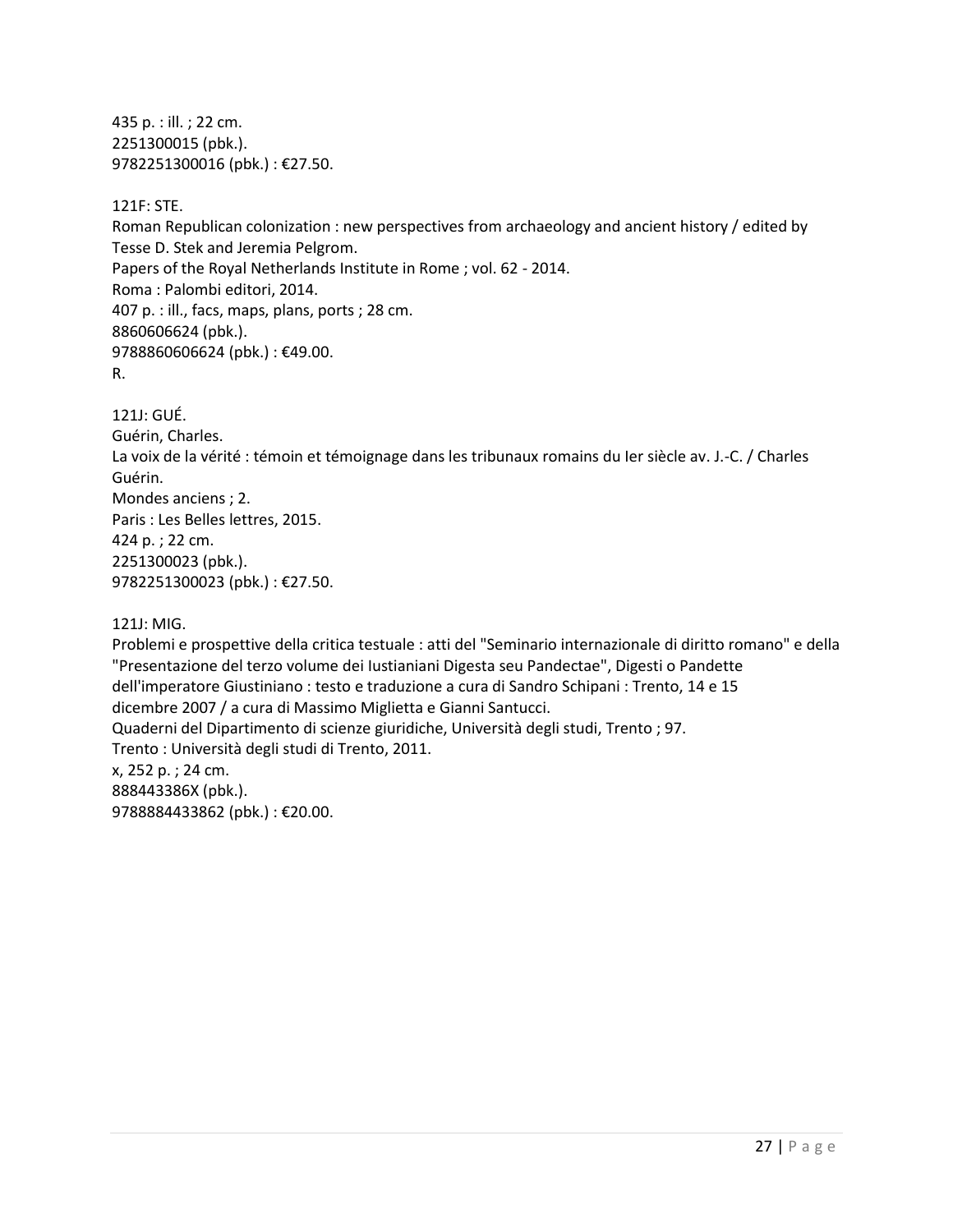435 p. : ill. ; 22 cm.
2251300015 (pbk.).
9782251300016 (pbk.) : €27.50.

121F: STE.
Roman Republican colonization : new perspectives from archaeology and ancient history / edited by Tesse D. Stek and Jeremia Pelgrom.
Papers of the Royal Netherlands Institute in Rome ; vol. 62 - 2014.
Roma : Palombi editori, 2014.
407 p. : ill., facs, maps, plans, ports ; 28 cm.
8860606624 (pbk.).
9788860606624 (pbk.) : €49.00.
R.

121J: GUÉ.
Guérin, Charles.
La voix de la vérité : témoin et témoignage dans les tribunaux romains du Ier siècle av. J.-C. / Charles Guérin.
Mondes anciens ; 2.
Paris : Les Belles lettres, 2015.
424 p. ; 22 cm.
2251300023 (pbk.).
9782251300023 (pbk.) : €27.50.

121J: MIG.
Problemi e prospettive della critica testuale : atti del "Seminario internazionale di diritto romano" e della "Presentazione del terzo volume dei Iustianiani Digesta seu Pandectae", Digesti o Pandette dell'imperatore Giustiniano : testo e traduzione a cura di Sandro Schipani : Trento, 14 e 15 dicembre 2007 / a cura di Massimo Miglietta e Gianni Santucci.
Quaderni del Dipartimento di scienze giuridiche, Università degli studi, Trento ; 97.
Trento : Università degli studi di Trento, 2011.
x, 252 p. ; 24 cm.
888443386X (pbk.).
9788884433862 (pbk.) : €20.00.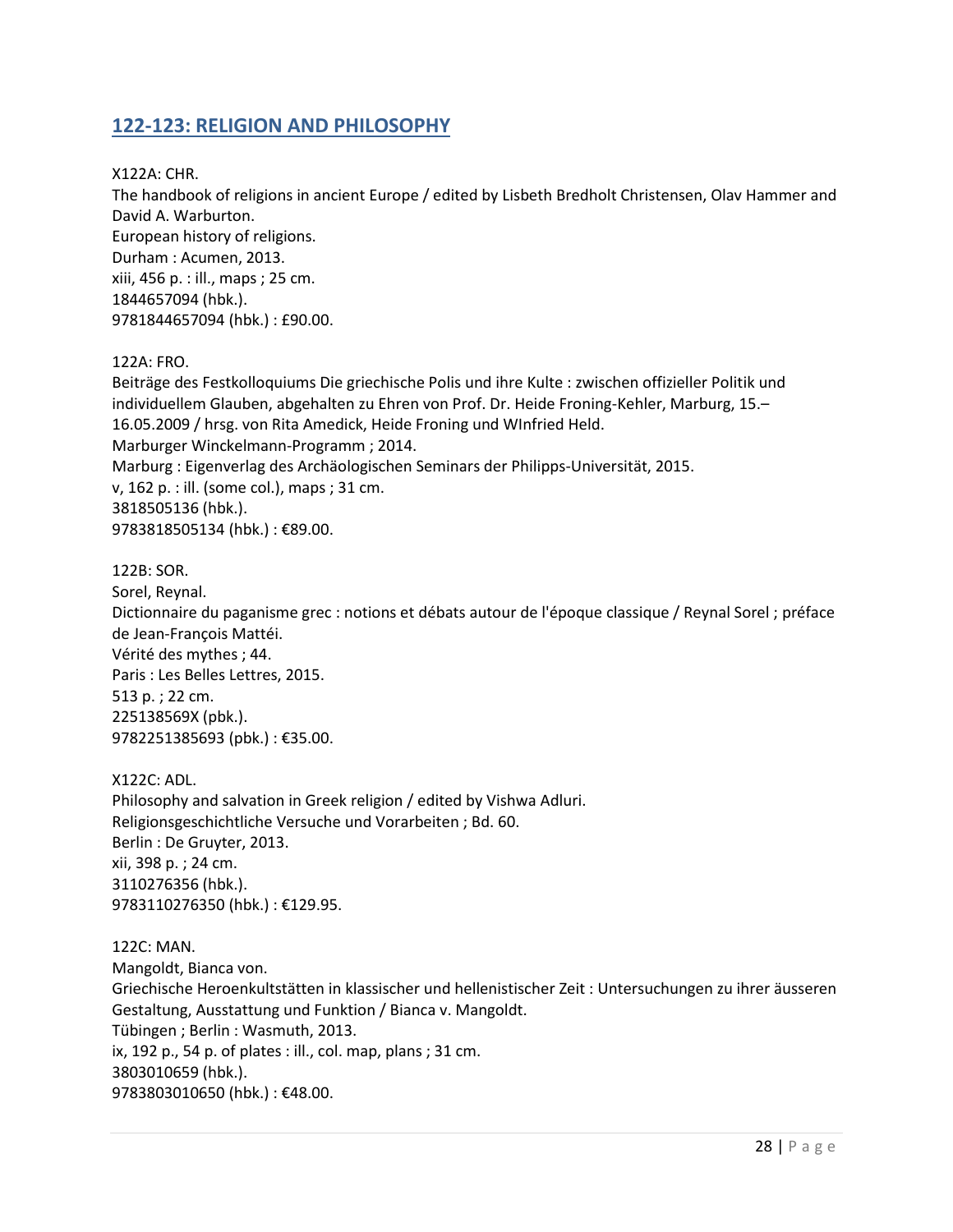## 122-123: RELIGION AND PHILOSOPHY

X122A: CHR.
The handbook of religions in ancient Europe / edited by Lisbeth Bredholt Christensen, Olav Hammer and David A. Warburton.
European history of religions.
Durham : Acumen, 2013.
xiii, 456 p. : ill., maps ; 25 cm.
1844657094 (hbk.).
9781844657094 (hbk.) : £90.00.

122A: FRO.
Beiträge des Festkolloquiums Die griechische Polis und ihre Kulte : zwischen offizieller Politik und individuellem Glauben, abgehalten zu Ehren von Prof. Dr. Heide Froning-Kehler, Marburg, 15.–16.05.2009 / hrsg. von Rita Amedick, Heide Froning und WInfried Held.
Marburger Winckelmann-Programm ; 2014.
Marburg : Eigenverlag des Archäologischen Seminars der Philipps-Universität, 2015.
v, 162 p. : ill. (some col.), maps ; 31 cm.
3818505136 (hbk.).
9783818505134 (hbk.) : €89.00.

122B: SOR.
Sorel, Reynal.
Dictionnaire du paganisme grec : notions et débats autour de l'époque classique / Reynal Sorel ; préface de Jean-François Mattéi.
Vérité des mythes ; 44.
Paris : Les Belles Lettres, 2015.
513 p. ; 22 cm.
225138569X (pbk.).
9782251385693 (pbk.) : €35.00.

X122C: ADL.
Philosophy and salvation in Greek religion / edited by Vishwa Adluri.
Religionsgeschichtliche Versuche und Vorarbeiten ; Bd. 60.
Berlin : De Gruyter, 2013.
xii, 398 p. ; 24 cm.
3110276356 (hbk.).
9783110276350 (hbk.) : €129.95.

122C: MAN.
Mangoldt, Bianca von.
Griechische Heroenkultstätten in klassischer und hellenistischer Zeit : Untersuchungen zu ihrer äusseren Gestaltung, Ausstattung und Funktion / Bianca v. Mangoldt.
Tübingen ; Berlin : Wasmuth, 2013.
ix, 192 p., 54 p. of plates : ill., col. map, plans ; 31 cm.
3803010659 (hbk.).
9783803010650 (hbk.) : €48.00.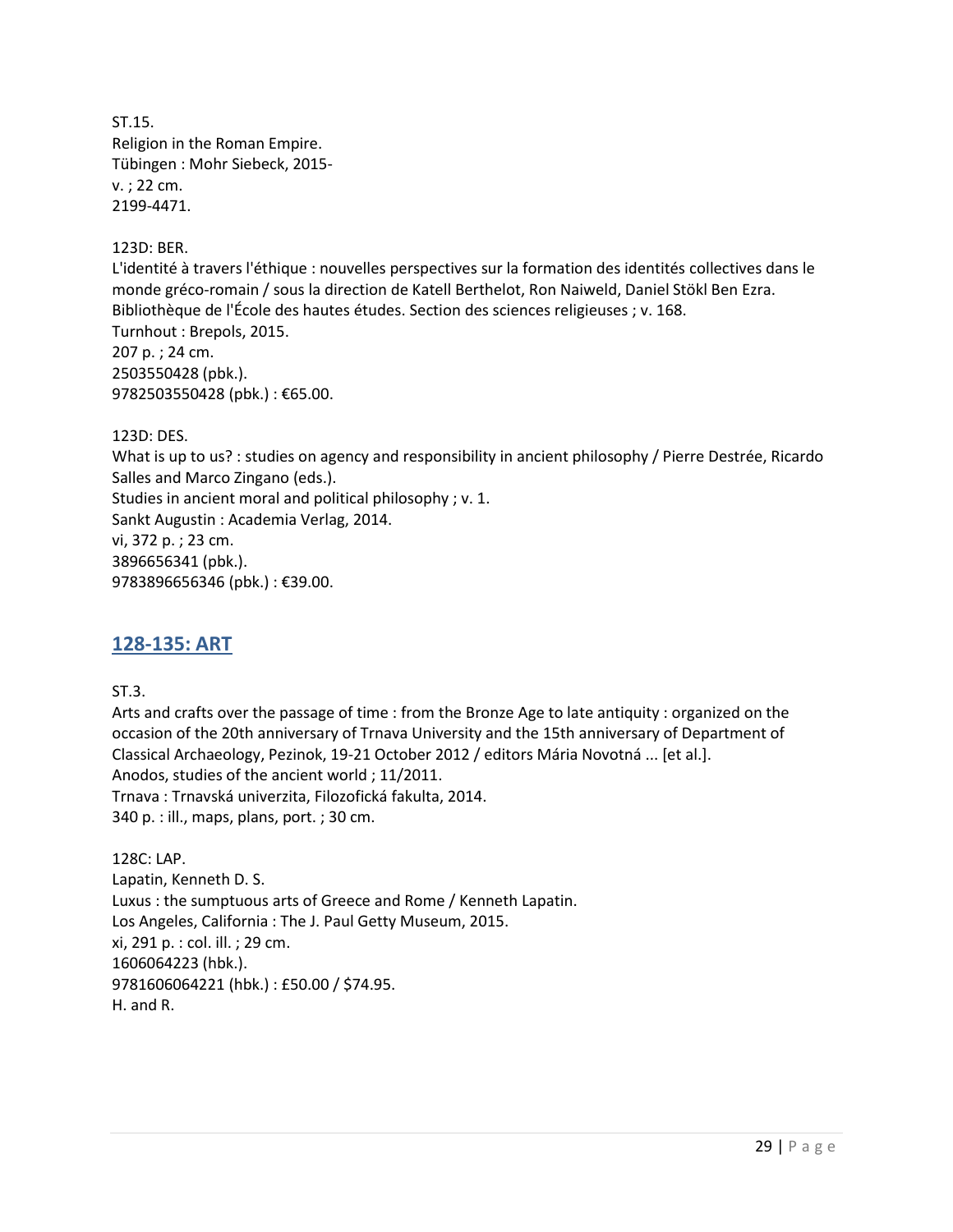ST.15.
Religion in the Roman Empire.
Tübingen : Mohr Siebeck, 2015-
v. ; 22 cm.
2199-4471.

123D: BER.
L'identité à travers l'éthique : nouvelles perspectives sur la formation des identités collectives dans le monde gréco-romain / sous la direction de Katell Berthelot, Ron Naiweld, Daniel Stökl Ben Ezra.
Bibliothèque de l'École des hautes études. Section des sciences religieuses ; v. 168.
Turnhout : Brepols, 2015.
207 p. ; 24 cm.
2503550428 (pbk.).
9782503550428 (pbk.) : €65.00.

123D: DES.
What is up to us? : studies on agency and responsibility in ancient philosophy / Pierre Destrée, Ricardo Salles and Marco Zingano (eds.).
Studies in ancient moral and political philosophy ; v. 1.
Sankt Augustin : Academia Verlag, 2014.
vi, 372 p. ; 23 cm.
3896656341 (pbk.).
9783896656346 (pbk.) : €39.00.

## 128-135: ART

ST.3.
Arts and crafts over the passage of time : from the Bronze Age to late antiquity : organized on the occasion of the 20th anniversary of Trnava University and the 15th anniversary of Department of Classical Archaeology, Pezinok, 19-21 October 2012 / editors Mária Novotná ... [et al.].
Anodos, studies of the ancient world ; 11/2011.
Trnava : Trnavská univerzita, Filozofická fakulta, 2014.
340 p. : ill., maps, plans, port. ; 30 cm.

128C: LAP.
Lapatin, Kenneth D. S.
Luxus : the sumptuous arts of Greece and Rome / Kenneth Lapatin.
Los Angeles, California : The J. Paul Getty Museum, 2015.
xi, 291 p. : col. ill. ; 29 cm.
1606064223 (hbk.).
9781606064221 (hbk.) : £50.00 / $74.95.
H. and R.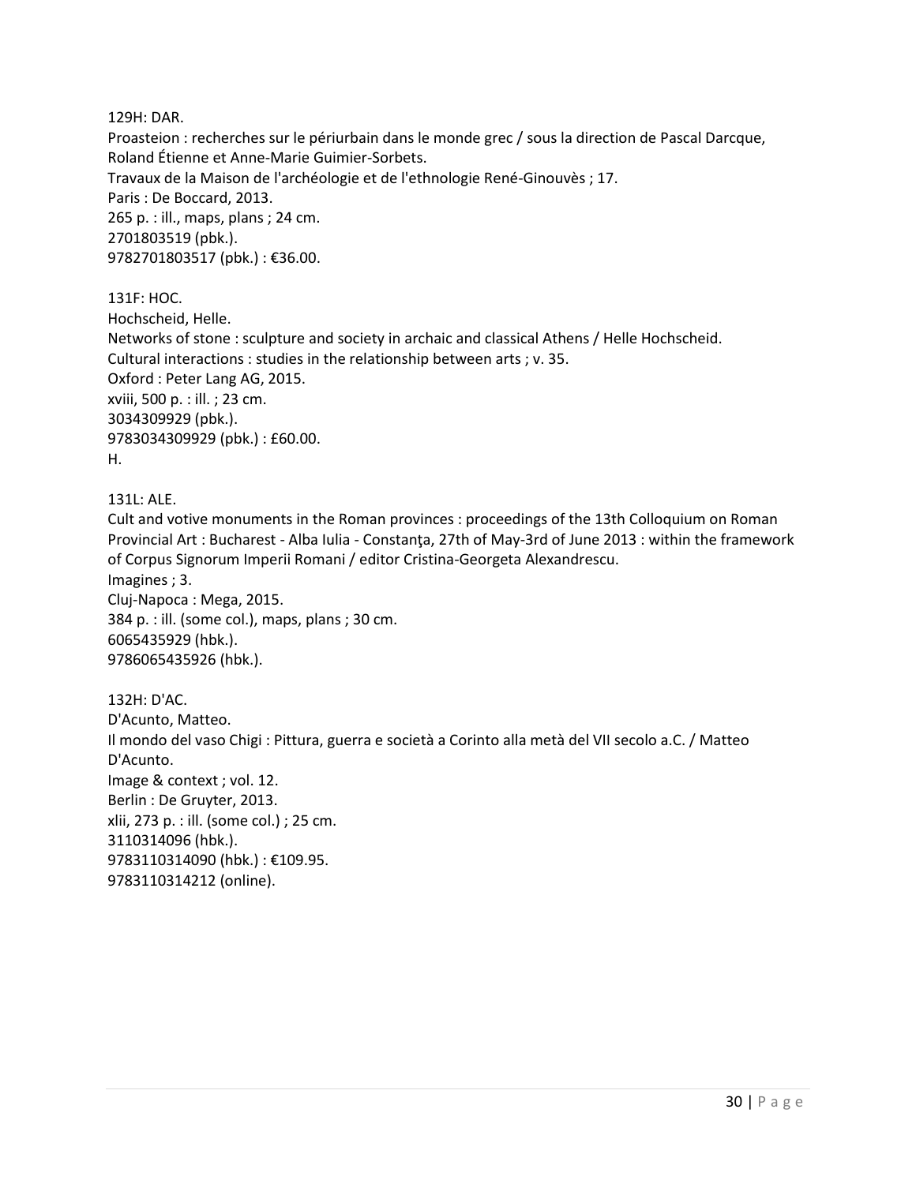129H: DAR.
Proasteion : recherches sur le périurbain dans le monde grec / sous la direction de Pascal Darcque, Roland Étienne et Anne-Marie Guimier-Sorbets.
Travaux de la Maison de l'archéologie et de l'ethnologie René-Ginouvès ; 17.
Paris : De Boccard, 2013.
265 p. : ill., maps, plans ; 24 cm.
2701803519 (pbk.).
9782701803517 (pbk.) : €36.00.

131F: HOC.
Hochscheid, Helle.
Networks of stone : sculpture and society in archaic and classical Athens / Helle Hochscheid.
Cultural interactions : studies in the relationship between arts ; v. 35.
Oxford : Peter Lang AG, 2015.
xviii, 500 p. : ill. ; 23 cm.
3034309929 (pbk.).
9783034309929 (pbk.) : £60.00.
H.

131L: ALE.
Cult and votive monuments in the Roman provinces : proceedings of the 13th Colloquium on Roman Provincial Art : Bucharest - Alba Iulia - Constanţa, 27th of May-3rd of June 2013 : within the framework of Corpus Signorum Imperii Romani / editor Cristina-Georgeta Alexandrescu.
Imagines ; 3.
Cluj-Napoca : Mega, 2015.
384 p. : ill. (some col.), maps, plans ; 30 cm.
6065435929 (hbk.).
9786065435926 (hbk.).

132H: D'AC.
D'Acunto, Matteo.
Il mondo del vaso Chigi : Pittura, guerra e società a Corinto alla metà del VII secolo a.C. / Matteo D'Acunto.
Image & context ; vol. 12.
Berlin : De Gruyter, 2013.
xlii, 273 p. : ill. (some col.) ; 25 cm.
3110314096 (hbk.).
9783110314090 (hbk.) : €109.95.
9783110314212 (online).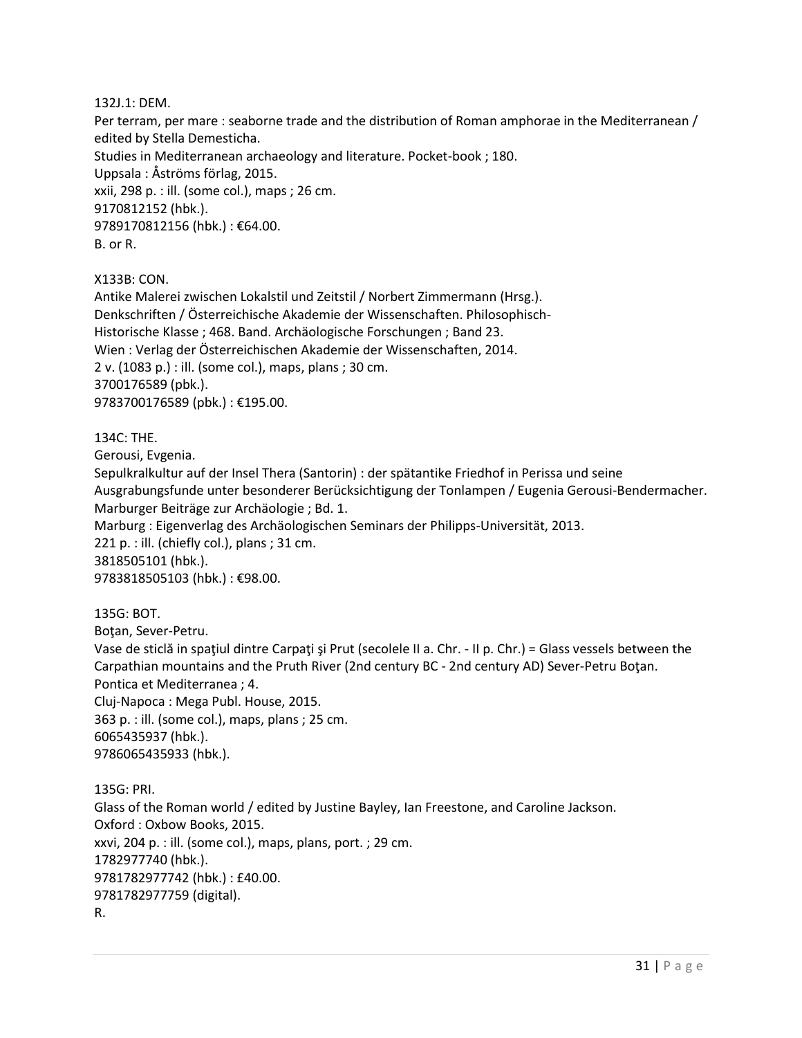132J.1: DEM.
Per terram, per mare : seaborne trade and the distribution of Roman amphorae in the Mediterranean / edited by Stella Demesticha.
Studies in Mediterranean archaeology and literature. Pocket-book ; 180.
Uppsala : Åströms förlag, 2015.
xxii, 298 p. : ill. (some col.), maps ; 26 cm.
9170812152 (hbk.).
9789170812156 (hbk.) : €64.00.
B. or R.

X133B: CON.
Antike Malerei zwischen Lokalstil und Zeitstil / Norbert Zimmermann (Hrsg.).
Denkschriften / Österreichische Akademie der Wissenschaften. Philosophisch-Historische Klasse ; 468. Band. Archäologische Forschungen ; Band 23.
Wien : Verlag der Österreichischen Akademie der Wissenschaften, 2014.
2 v. (1083 p.) : ill. (some col.), maps, plans ; 30 cm.
3700176589 (pbk.).
9783700176589 (pbk.) : €195.00.

134C: THE.
Gerousi, Evgenia.
Sepulkralkultur auf der Insel Thera (Santorin) : der spätantike Friedhof in Perissa und seine Ausgrabungsfunde unter besonderer Berücksichtigung der Tonlampen / Eugenia Gerousi-Bendermacher.
Marburger Beiträge zur Archäologie ; Bd. 1.
Marburg : Eigenverlag des Archäologischen Seminars der Philipps-Universität, 2013.
221 p. : ill. (chiefly col.), plans ; 31 cm.
3818505101 (hbk.).
9783818505103 (hbk.) : €98.00.

135G: BOT.
Boţan, Sever-Petru.
Vase de sticlă in spaţiul dintre Carpaţi şi Prut (secolele II a. Chr. - II p. Chr.) = Glass vessels between the Carpathian mountains and the Pruth River (2nd century BC - 2nd century AD) Sever-Petru Boţan.
Pontica et Mediterranea ; 4.
Cluj-Napoca : Mega Publ. House, 2015.
363 p. : ill. (some col.), maps, plans ; 25 cm.
6065435937 (hbk.).
9786065435933 (hbk.).

135G: PRI.
Glass of the Roman world / edited by Justine Bayley, Ian Freestone, and Caroline Jackson.
Oxford : Oxbow Books, 2015.
xxvi, 204 p. : ill. (some col.), maps, plans, port. ; 29 cm.
1782977740 (hbk.).
9781782977742 (hbk.) : £40.00.
9781782977759 (digital).
R.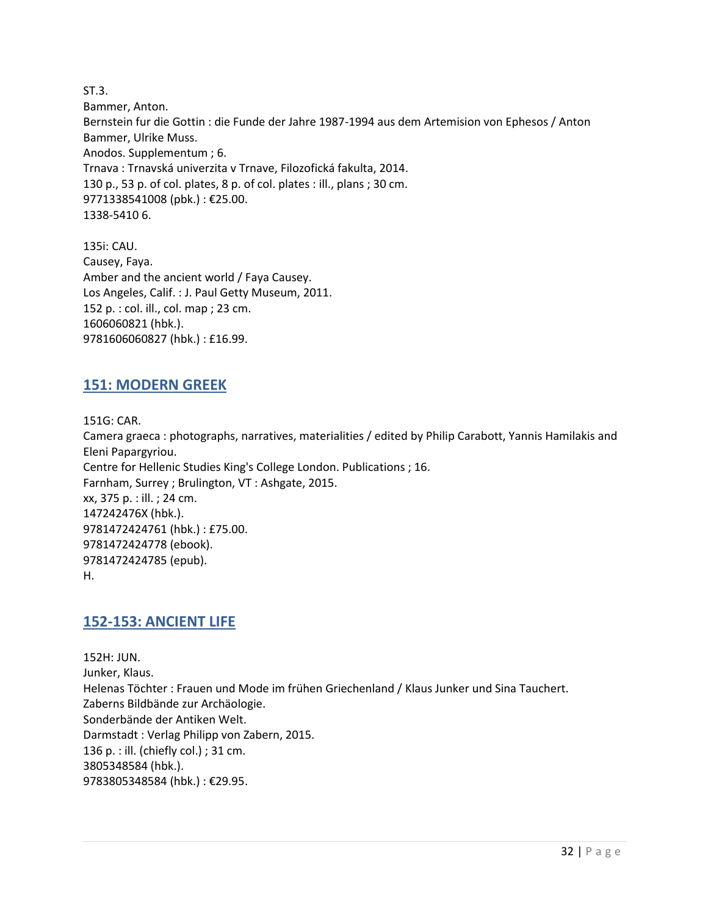ST.3.
Bammer, Anton.
Bernstein fur die Gottin : die Funde der Jahre 1987-1994 aus dem Artemision von Ephesos / Anton Bammer, Ulrike Muss.
Anodos. Supplementum ; 6.
Trnava : Trnavská univerzita v Trnave, Filozofická fakulta, 2014.
130 p., 53 p. of col. plates, 8 p. of col. plates : ill., plans ; 30 cm.
9771338541008 (pbk.) : €25.00.
1338-5410 6.

135i: CAU.
Causey, Faya.
Amber and the ancient world / Faya Causey.
Los Angeles, Calif. : J. Paul Getty Museum, 2011.
152 p. : col. ill., col. map ; 23 cm.
1606060821 (hbk.).
9781606060827 (hbk.) : £16.99.

## 151: MODERN GREEK

151G: CAR.
Camera graeca : photographs, narratives, materialities / edited by Philip Carabott, Yannis Hamilakis and Eleni Papargyriou.
Centre for Hellenic Studies King's College London. Publications ; 16.
Farnham, Surrey ; Brulington, VT : Ashgate, 2015.
xx, 375 p. : ill. ; 24 cm.
147242476X (hbk.).
9781472424761 (hbk.) : £75.00.
9781472424778 (ebook).
9781472424785 (epub).
H.

## 152-153: ANCIENT LIFE

152H: JUN.
Junker, Klaus.
Helenas Töchter : Frauen und Mode im frühen Griechenland / Klaus Junker und Sina Tauchert.
Zaberns Bildbände zur Archäologie.
Sonderbände der Antiken Welt.
Darmstadt : Verlag Philipp von Zabern, 2015.
136 p. : ill. (chiefly col.) ; 31 cm.
3805348584 (hbk.).
9783805348584 (hbk.) : €29.95.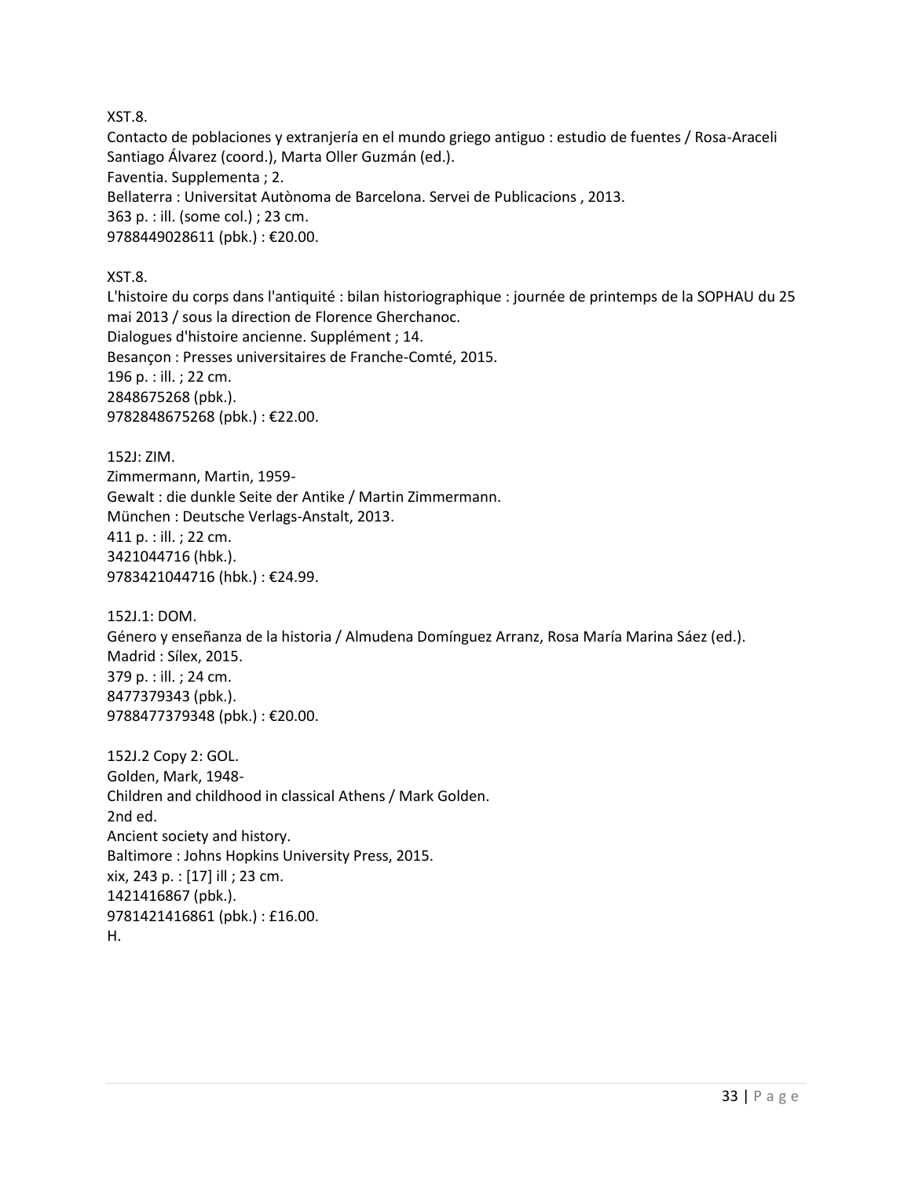XST.8.
Contacto de poblaciones y extranjería en el mundo griego antiguo : estudio de fuentes / Rosa-Araceli Santiago Álvarez (coord.), Marta Oller Guzmán (ed.).
Faventia. Supplementa ; 2.
Bellaterra : Universitat Autònoma de Barcelona. Servei de Publicacions , 2013.
363 p. : ill. (some col.) ; 23 cm.
9788449028611 (pbk.) : €20.00.

XST.8.
L'histoire du corps dans l'antiquité : bilan historiographique : journée de printemps de la SOPHAU du 25 mai 2013 / sous la direction de Florence Gherchanoc.
Dialogues d'histoire ancienne. Supplément ; 14.
Besançon : Presses universitaires de Franche-Comté, 2015.
196 p. : ill. ; 22 cm.
2848675268 (pbk.).
9782848675268 (pbk.) : €22.00.

152J: ZIM.
Zimmermann, Martin, 1959-
Gewalt : die dunkle Seite der Antike / Martin Zimmermann.
München : Deutsche Verlags-Anstalt, 2013.
411 p. : ill. ; 22 cm.
3421044716 (hbk.).
9783421044716 (hbk.) : €24.99.

152J.1: DOM.
Género y enseñanza de la historia / Almudena Domínguez Arranz, Rosa María Marina Sáez (ed.).
Madrid : Sílex, 2015.
379 p. : ill. ; 24 cm.
8477379343 (pbk.).
9788477379348 (pbk.) : €20.00.

152J.2 Copy 2: GOL.
Golden, Mark, 1948-
Children and childhood in classical Athens / Mark Golden.
2nd ed.
Ancient society and history.
Baltimore : Johns Hopkins University Press, 2015.
xix, 243 p. : [17] ill ; 23 cm.
1421416867 (pbk.).
9781421416861 (pbk.) : £16.00.
H.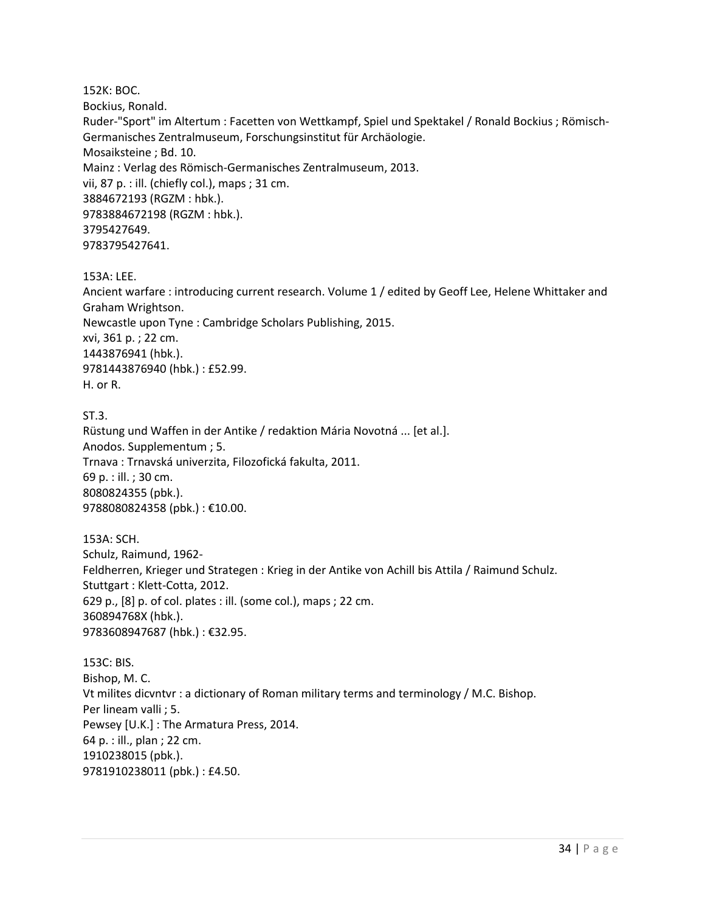152K: BOC.
Bockius, Ronald.
Ruder-"Sport" im Altertum : Facetten von Wettkampf, Spiel und Spektakel / Ronald Bockius ; Römisch-Germanisches Zentralmuseum, Forschungsinstitut für Archäologie.
Mosaiksteine ; Bd. 10.
Mainz : Verlag des Römisch-Germanisches Zentralmuseum, 2013.
vii, 87 p. : ill. (chiefly col.), maps ; 31 cm.
3884672193 (RGZM : hbk.).
9783884672198 (RGZM : hbk.).
3795427649.
9783795427641.

153A: LEE.
Ancient warfare : introducing current research. Volume 1 / edited by Geoff Lee, Helene Whittaker and Graham Wrightson.
Newcastle upon Tyne : Cambridge Scholars Publishing, 2015.
xvi, 361 p. ; 22 cm.
1443876941 (hbk.).
9781443876940 (hbk.) : £52.99.
H. or R.

ST.3.
Rüstung und Waffen in der Antike / redaktion Mária Novotná ... [et al.].
Anodos. Supplementum ; 5.
Trnava : Trnavská univerzita, Filozofická fakulta, 2011.
69 p. : ill. ; 30 cm.
8080824355 (pbk.).
9788080824358 (pbk.) : €10.00.

153A: SCH.
Schulz, Raimund, 1962-
Feldherren, Krieger und Strategen : Krieg in der Antike von Achill bis Attila / Raimund Schulz.
Stuttgart : Klett-Cotta, 2012.
629 p., [8] p. of col. plates : ill. (some col.), maps ; 22 cm.
360894768X (hbk.).
9783608947687 (hbk.) : €32.95.

153C: BIS.
Bishop, M. C.
Vt milites dicvntvr : a dictionary of Roman military terms and terminology / M.C. Bishop.
Per lineam valli ; 5.
Pewsey [U.K.] : The Armatura Press, 2014.
64 p. : ill., plan ; 22 cm.
1910238015 (pbk.).
9781910238011 (pbk.) : £4.50.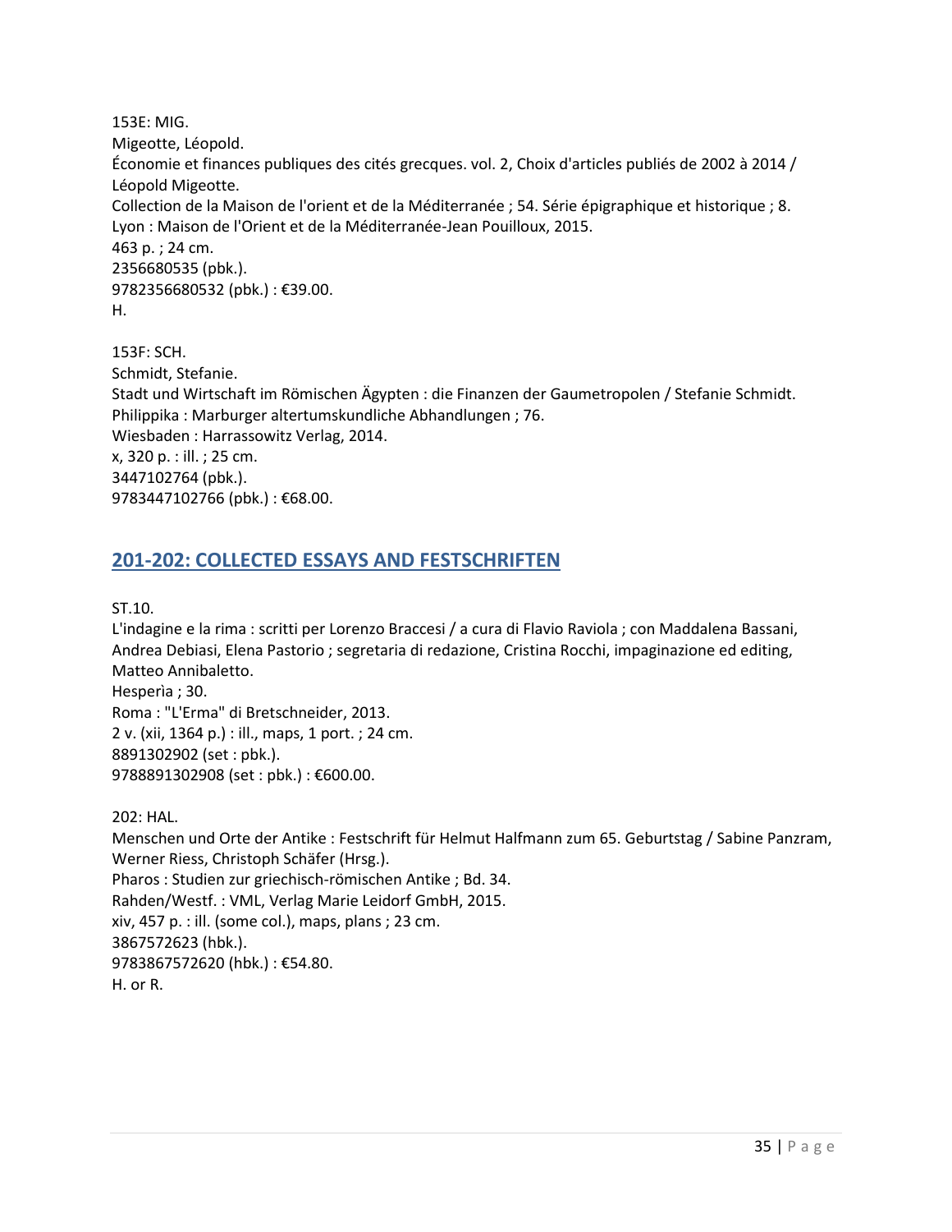153E: MIG.
Migeotte, Léopold.
Économie et finances publiques des cités grecques. vol. 2, Choix d'articles publiés de 2002 à 2014 / Léopold Migeotte.
Collection de la Maison de l'orient et de la Méditerranée ; 54. Série épigraphique et historique ; 8.
Lyon : Maison de l'Orient et de la Méditerranée-Jean Pouilloux, 2015.
463 p. ; 24 cm.
2356680535 (pbk.).
9782356680532 (pbk.) : €39.00.
H.

153F: SCH.
Schmidt, Stefanie.
Stadt und Wirtschaft im Römischen Ägypten : die Finanzen der Gaumetropolen / Stefanie Schmidt.
Philippika : Marburger altertumskundliche Abhandlungen ; 76.
Wiesbaden : Harrassowitz Verlag, 2014.
x, 320 p. : ill. ; 25 cm.
3447102764 (pbk.).
9783447102766 (pbk.) : €68.00.

## 201-202: COLLECTED ESSAYS AND FESTSCHRIFTEN

ST.10.
L'indagine e la rima : scritti per Lorenzo Braccesi / a cura di Flavio Raviola ; con Maddalena Bassani, Andrea Debiasi, Elena Pastorio ; segretaria di redazione, Cristina Rocchi, impaginazione ed editing, Matteo Annibaletto.
Hesperìa ; 30.
Roma : "L'Erma" di Bretschneider, 2013.
2 v. (xii, 1364 p.) : ill., maps, 1 port. ; 24 cm.
8891302902 (set : pbk.).
9788891302908 (set : pbk.) : €600.00.

202: HAL.
Menschen und Orte der Antike : Festschrift für Helmut Halfmann zum 65. Geburtstag / Sabine Panzram, Werner Riess, Christoph Schäfer (Hrsg.).
Pharos : Studien zur griechisch-römischen Antike ; Bd. 34.
Rahden/Westf. : VML, Verlag Marie Leidorf GmbH, 2015.
xiv, 457 p. : ill. (some col.), maps, plans ; 23 cm.
3867572623 (hbk.).
9783867572620 (hbk.) : €54.80.
H. or R.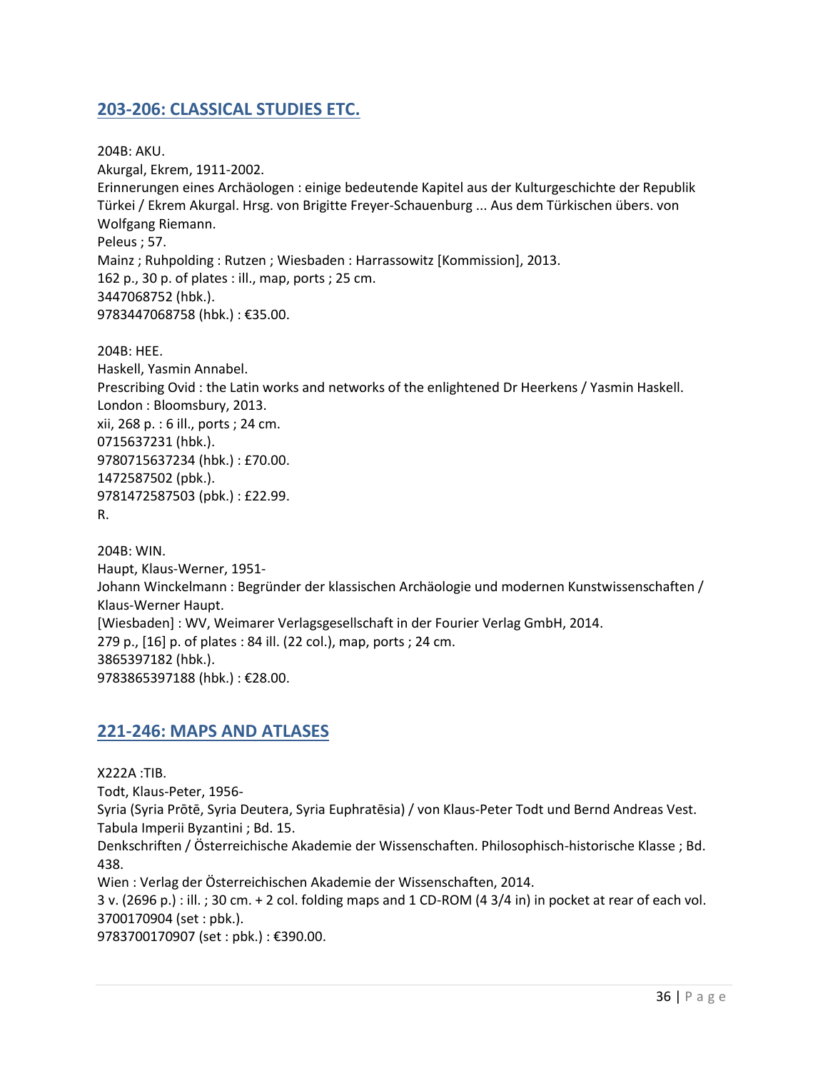## 203-206: CLASSICAL STUDIES ETC.

204B: AKU.
Akurgal, Ekrem, 1911-2002.
Erinnerungen eines Archäologen : einige bedeutende Kapitel aus der Kulturgeschichte der Republik Türkei / Ekrem Akurgal. Hrsg. von Brigitte Freyer-Schauenburg ... Aus dem Türkischen übers. von Wolfgang Riemann.
Peleus ; 57.
Mainz ; Ruhpolding : Rutzen ; Wiesbaden : Harrassowitz [Kommission], 2013.
162 p., 30 p. of plates : ill., map, ports ; 25 cm.
3447068752 (hbk.).
9783447068758 (hbk.) : €35.00.

204B: HEE.
Haskell, Yasmin Annabel.
Prescribing Ovid : the Latin works and networks of the enlightened Dr Heerkens / Yasmin Haskell.
London : Bloomsbury, 2013.
xii, 268 p. : 6 ill., ports ; 24 cm.
0715637231 (hbk.).
9780715637234 (hbk.) : £70.00.
1472587502 (pbk.).
9781472587503 (pbk.) : £22.99.
R.

204B: WIN.
Haupt, Klaus-Werner, 1951-
Johann Winckelmann : Begründer der klassischen Archäologie und modernen Kunstwissenschaften / Klaus-Werner Haupt.
[Wiesbaden] : WV, Weimarer Verlagsgesellschaft in der Fourier Verlag GmbH, 2014.
279 p., [16] p. of plates : 84 ill. (22 col.), map, ports ; 24 cm.
3865397182 (hbk.).
9783865397188 (hbk.) : €28.00.

## 221-246: MAPS AND ATLASES

X222A :TIB.
Todt, Klaus-Peter, 1956-
Syria (Syria Prōtē, Syria Deutera, Syria Euphratēsia) / von Klaus-Peter Todt und Bernd Andreas Vest.
Tabula Imperii Byzantini ; Bd. 15.
Denkschriften / Österreichische Akademie der Wissenschaften. Philosophisch-historische Klasse ; Bd. 438.
Wien : Verlag der Österreichischen Akademie der Wissenschaften, 2014.
3 v. (2696 p.) : ill. ; 30 cm. + 2 col. folding maps and 1 CD-ROM (4 3/4 in) in pocket at rear of each vol.
3700170904 (set : pbk.).
9783700170907 (set : pbk.) : €390.00.